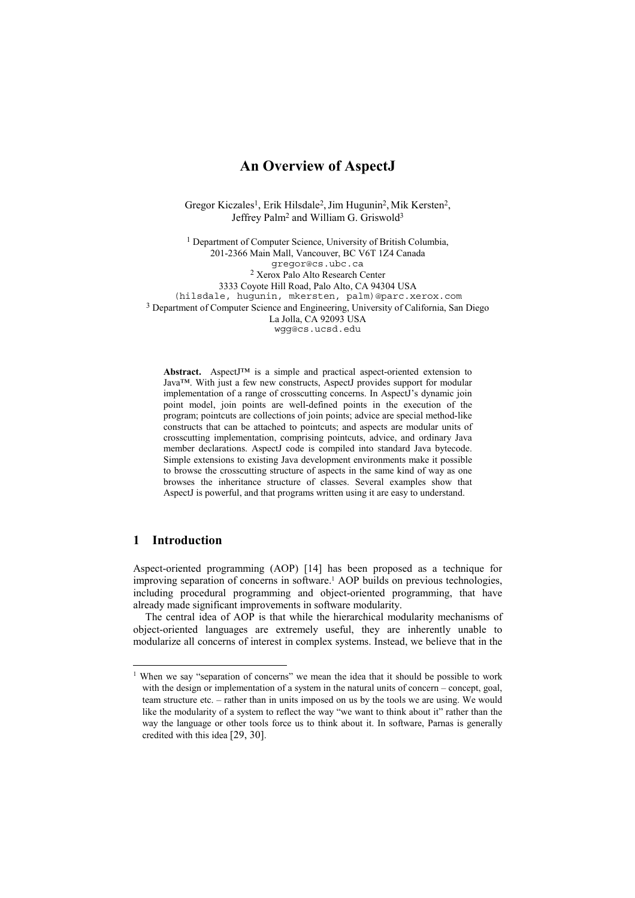# An Overview of AspectJ

Gregor Kiczales[1], Erik Hilsdale[2], Jim Hugunin[2], Mik Kersten[2], Jeffrey Palm[2] and William G. Griswold[3]

[1] Department of Computer Science, University of British Columbia, 201-2366 Main Mall, Vancouver, BC V6T 1Z4 Canada
gregor@cs.ubc.ca
[2] Xerox Palo Alto Research Center
3333 Coyote Hill Road, Palo Alto, CA 94304 USA
(hilsdale, hugunin, mkersten, palm)@parc.xerox.com
[3] Department of Computer Science and Engineering, University of California, San Diego
La Jolla, CA 92093 USA
wgg@cs.ucsd.edu

**Abstract.** AspectJ™ is a simple and practical aspect-oriented extension to Java™. With just a few new constructs, AspectJ provides support for modular implementation of a range of crosscutting concerns. In AspectJ's dynamic join point model, join points are well-defined points in the execution of the program; pointcuts are collections of join points; advice are special method-like constructs that can be attached to pointcuts; and aspects are modular units of crosscutting implementation, comprising pointcuts, advice, and ordinary Java member declarations. AspectJ code is compiled into standard Java bytecode. Simple extensions to existing Java development environments make it possible to browse the crosscutting structure of aspects in the same kind of way as one browses the inheritance structure of classes. Several examples show that AspectJ is powerful, and that programs written using it are easy to understand.

## 1 Introduction

Aspect-oriented programming (AOP) [14] has been proposed as a technique for improving separation of concerns in software.[1] AOP builds on previous technologies, including procedural programming and object-oriented programming, that have already made significant improvements in software modularity.

The central idea of AOP is that while the hierarchical modularity mechanisms of object-oriented languages are extremely useful, they are inherently unable to modularize all concerns of interest in complex systems. Instead, we believe that in the

[1] When we say "separation of concerns" we mean the idea that it should be possible to work with the design or implementation of a system in the natural units of concern – concept, goal, team structure etc. – rather than in units imposed on us by the tools we are using. We would like the modularity of a system to reflect the way "we want to think about it" rather than the way the language or other tools force us to think about it. In software, Parnas is generally credited with this idea [29, 30].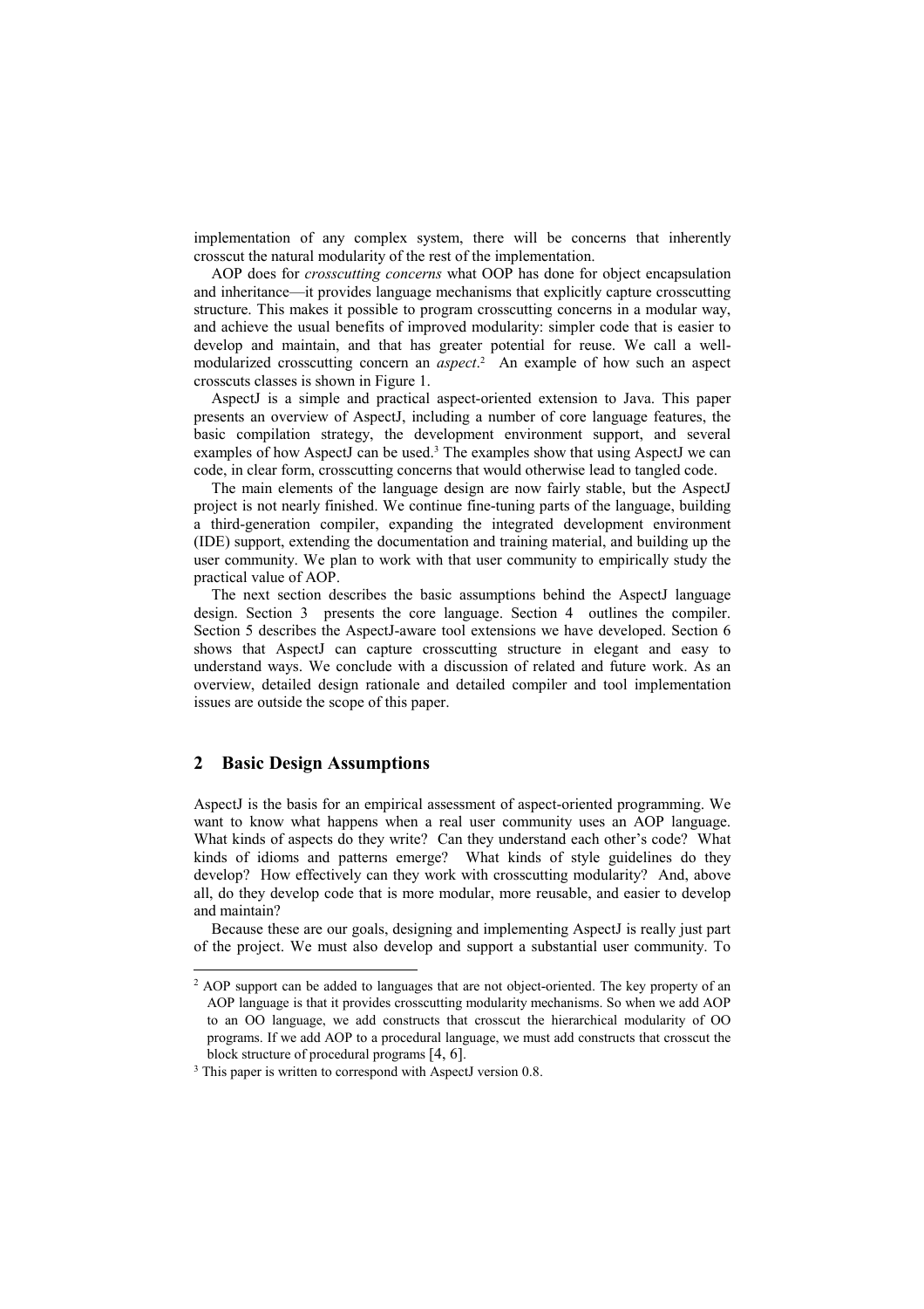implementation of any complex system, there will be concerns that inherently crosscut the natural modularity of the rest of the implementation.

AOP does for *crosscutting concerns* what OOP has done for object encapsulation and inheritance—it provides language mechanisms that explicitly capture crosscutting structure. This makes it possible to program crosscutting concerns in a modular way, and achieve the usual benefits of improved modularity: simpler code that is easier to develop and maintain, and that has greater potential for reuse. We call a well-modularized crosscutting concern an *aspect*.[2] An example of how such an aspect crosscuts classes is shown in Figure 1.

AspectJ is a simple and practical aspect-oriented extension to Java. This paper presents an overview of AspectJ, including a number of core language features, the basic compilation strategy, the development environment support, and several examples of how AspectJ can be used.[3] The examples show that using AspectJ we can code, in clear form, crosscutting concerns that would otherwise lead to tangled code.

The main elements of the language design are now fairly stable, but the AspectJ project is not nearly finished. We continue fine-tuning parts of the language, building a third-generation compiler, expanding the integrated development environment (IDE) support, extending the documentation and training material, and building up the user community. We plan to work with that user community to empirically study the practical value of AOP.

The next section describes the basic assumptions behind the AspectJ language design. Section 3 presents the core language. Section 4 outlines the compiler. Section 5 describes the AspectJ-aware tool extensions we have developed. Section 6 shows that AspectJ can capture crosscutting structure in elegant and easy to understand ways. We conclude with a discussion of related and future work. As an overview, detailed design rationale and detailed compiler and tool implementation issues are outside the scope of this paper.

## 2 Basic Design Assumptions

AspectJ is the basis for an empirical assessment of aspect-oriented programming. We want to know what happens when a real user community uses an AOP language. What kinds of aspects do they write? Can they understand each other's code? What kinds of idioms and patterns emerge? What kinds of style guidelines do they develop? How effectively can they work with crosscutting modularity? And, above all, do they develop code that is more modular, more reusable, and easier to develop and maintain?

Because these are our goals, designing and implementing AspectJ is really just part of the project. We must also develop and support a substantial user community. To

[2] AOP support can be added to languages that are not object-oriented. The key property of an AOP language is that it provides crosscutting modularity mechanisms. So when we add AOP to an OO language, we add constructs that crosscut the hierarchical modularity of OO programs. If we add AOP to a procedural language, we must add constructs that crosscut the block structure of procedural programs [4, 6].

[3] This paper is written to correspond with AspectJ version 0.8.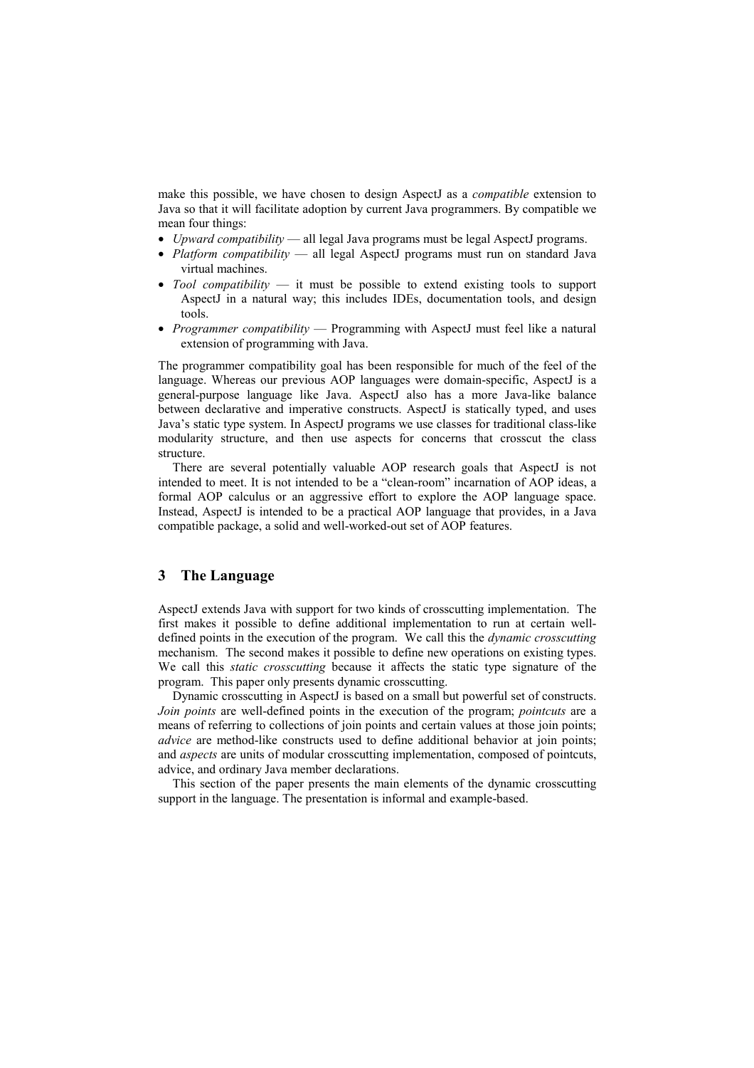make this possible, we have chosen to design AspectJ as a *compatible* extension to Java so that it will facilitate adoption by current Java programmers. By compatible we mean four things:

- *Upward compatibility* — all legal Java programs must be legal AspectJ programs.
- *Platform compatibility* — all legal AspectJ programs must run on standard Java virtual machines.
- *Tool compatibility* — it must be possible to extend existing tools to support AspectJ in a natural way; this includes IDEs, documentation tools, and design tools.
- *Programmer compatibility* — Programming with AspectJ must feel like a natural extension of programming with Java.

The programmer compatibility goal has been responsible for much of the feel of the language. Whereas our previous AOP languages were domain-specific, AspectJ is a general-purpose language like Java. AspectJ also has a more Java-like balance between declarative and imperative constructs. AspectJ is statically typed, and uses Java's static type system. In AspectJ programs we use classes for traditional class-like modularity structure, and then use aspects for concerns that crosscut the class structure.

There are several potentially valuable AOP research goals that AspectJ is not intended to meet. It is not intended to be a "clean-room" incarnation of AOP ideas, a formal AOP calculus or an aggressive effort to explore the AOP language space. Instead, AspectJ is intended to be a practical AOP language that provides, in a Java compatible package, a solid and well-worked-out set of AOP features.

## 3 The Language

AspectJ extends Java with support for two kinds of crosscutting implementation. The first makes it possible to define additional implementation to run at certain well-defined points in the execution of the program. We call this the *dynamic crosscutting* mechanism. The second makes it possible to define new operations on existing types. We call this *static crosscutting* because it affects the static type signature of the program. This paper only presents dynamic crosscutting.

Dynamic crosscutting in AspectJ is based on a small but powerful set of constructs. *Join points* are well-defined points in the execution of the program; *pointcuts* are a means of referring to collections of join points and certain values at those join points; *advice* are method-like constructs used to define additional behavior at join points; and *aspects* are units of modular crosscutting implementation, composed of pointcuts, advice, and ordinary Java member declarations.

This section of the paper presents the main elements of the dynamic crosscutting support in the language. The presentation is informal and example-based.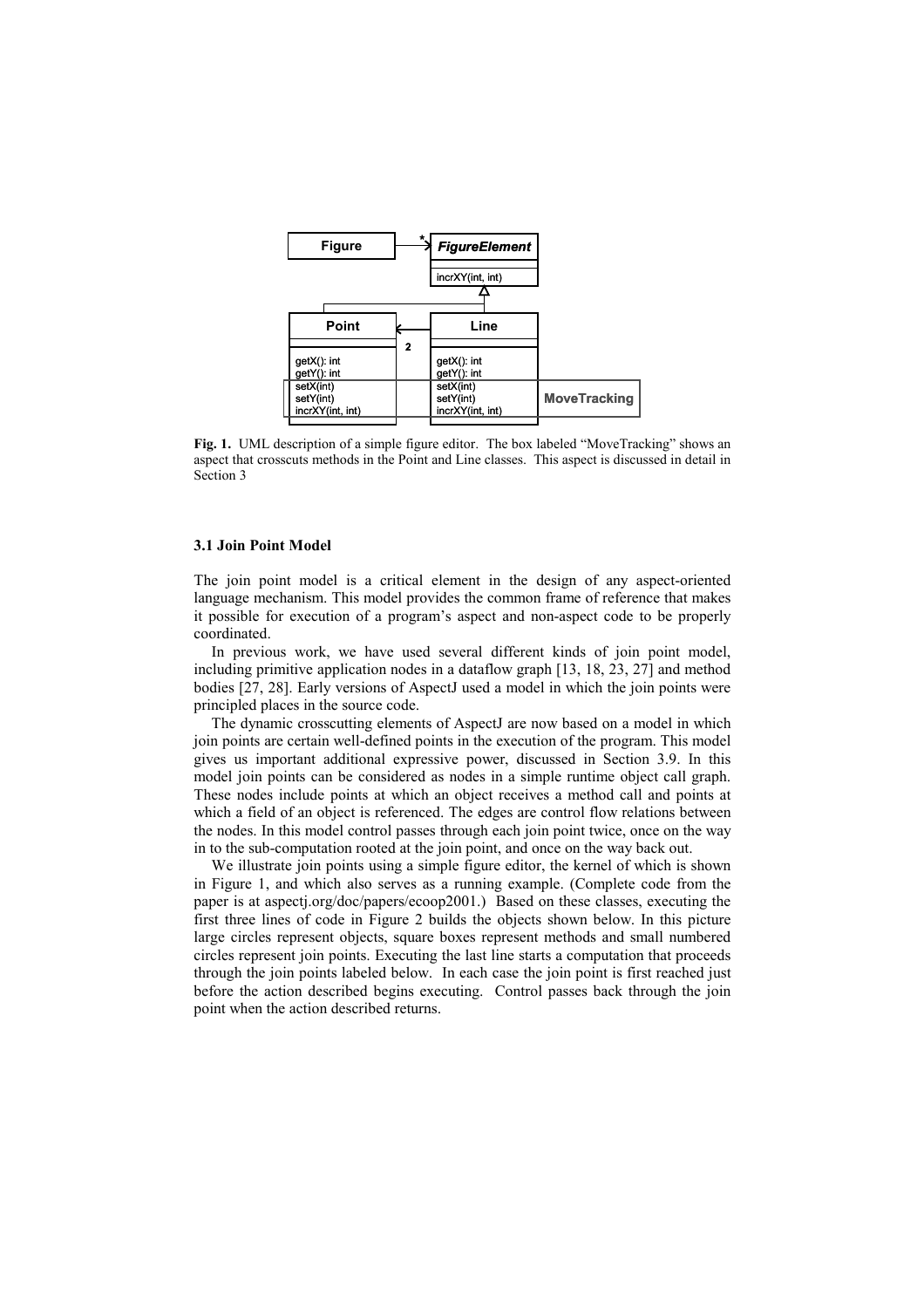Figure

*

*FigureElement*

incrXY(int, int)

Point

2

Line

getX(): int
getY(): int
setX(int)
setY(int)
incrXY(int, int)

getX(): int
getY(): int
setX(int)
setY(int)
incrXY(int, int)

MoveTracking

**Fig. 1.** UML description of a simple figure editor. The box labeled "MoveTracking" shows an aspect that crosscuts methods in the Point and Line classes. This aspect is discussed in detail in Section 3

### 3.1 Join Point Model

The join point model is a critical element in the design of any aspect-oriented language mechanism. This model provides the common frame of reference that makes it possible for execution of a program's aspect and non-aspect code to be properly coordinated.

In previous work, we have used several different kinds of join point model, including primitive application nodes in a dataflow graph [13, 18, 23, 27] and method bodies [27, 28]. Early versions of AspectJ used a model in which the join points were principled places in the source code.

The dynamic crosscutting elements of AspectJ are now based on a model in which join points are certain well-defined points in the execution of the program. This model gives us important additional expressive power, discussed in Section 3.9. In this model join points can be considered as nodes in a simple runtime object call graph. These nodes include points at which an object receives a method call and points at which a field of an object is referenced. The edges are control flow relations between the nodes. In this model control passes through each join point twice, once on the way in to the sub-computation rooted at the join point, and once on the way back out.

We illustrate join points using a simple figure editor, the kernel of which is shown in Figure 1, and which also serves as a running example. (Complete code from the paper is at aspectj.org/doc/papers/ecoop2001.) Based on these classes, executing the first three lines of code in Figure 2 builds the objects shown below. In this picture large circles represent objects, square boxes represent methods and small numbered circles represent join points. Executing the last line starts a computation that proceeds through the join points labeled below. In each case the join point is first reached just before the action described begins executing. Control passes back through the join point when the action described returns.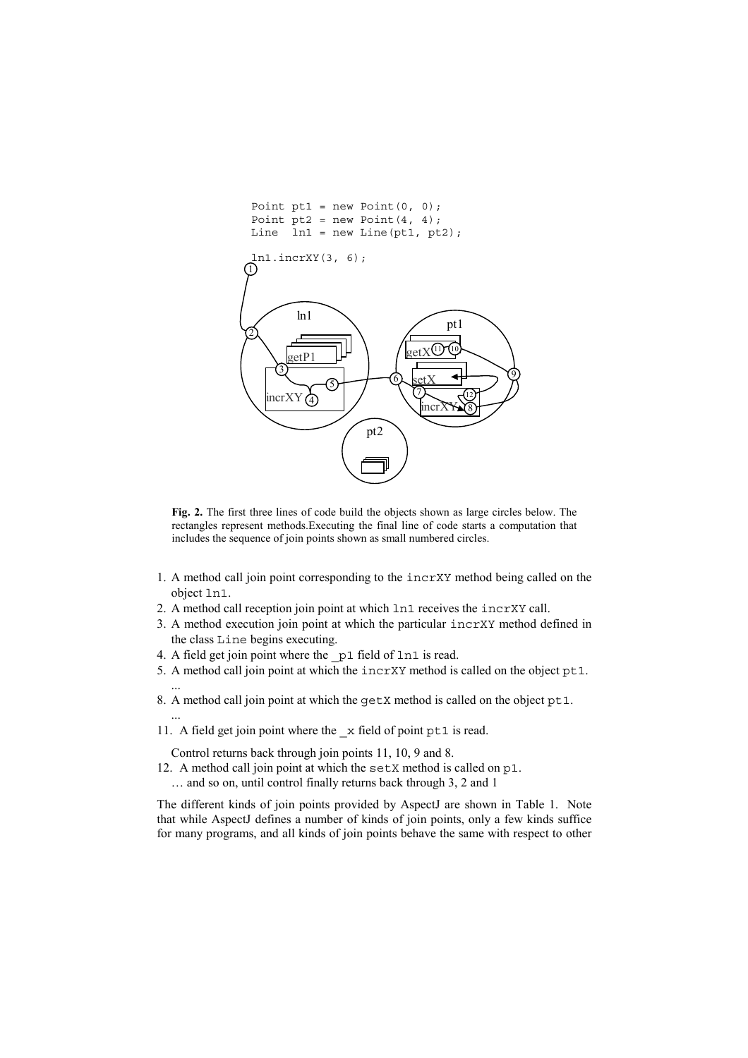```
Point pt1 = new Point(0, 0);
Point pt2 = new Point(4, 4);
Line  ln1 = new Line(pt1, pt2);

ln1.incrXY(3, 6);
```

**Fig. 2.** The first three lines of code build the objects shown as large circles below. The rectangles represent methods.Executing the final line of code starts a computation that includes the sequence of join points shown as small numbered circles.

1. A method call join point corresponding to the `incrXY` method being called on the object `ln1`.
2. A method call reception join point at which `ln1` receives the `incrXY` call.
3. A method execution join point at which the particular `incrXY` method defined in the class `Line` begins executing.
4. A field get join point where the `_p1` field of `ln1` is read.
5. A method call join point at which the `incrXY` method is called on the object `pt1`.

   ...

8. A method call join point at which the `getX` method is called on the object `pt1`.

   ...

11. A field get join point where the `_x` field of point `pt1` is read.

    Control returns back through join points 11, 10, 9 and 8.

12. A method call join point at which the `setX` method is called on `p1`.

    … and so on, until control finally returns back through 3, 2 and 1

The different kinds of join points provided by AspectJ are shown in Table 1. Note that while AspectJ defines a number of kinds of join points, only a few kinds suffice for many programs, and all kinds of join points behave the same with respect to other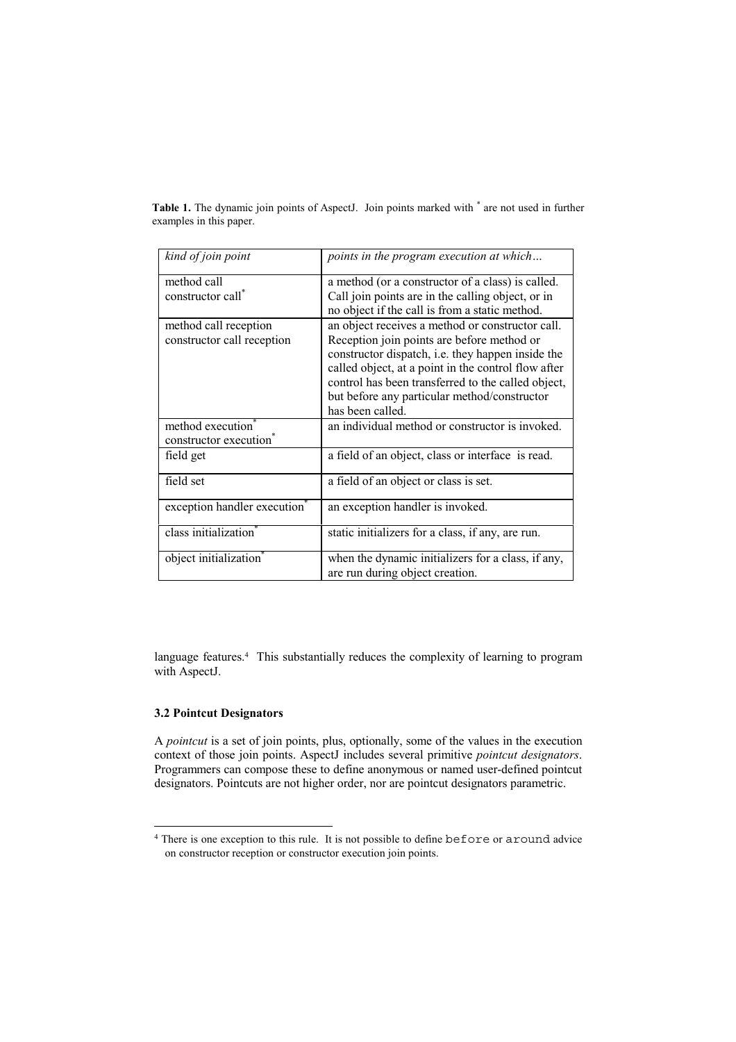**Table 1.** The dynamic join points of AspectJ. Join points marked with * are not used in further examples in this paper.

| *kind of join point* | *points in the program execution at which…* |
|---|---|
| method call<br>constructor call* | a method (or a constructor of a class) is called. Call join points are in the calling object, or in no object if the call is from a static method. |
| method call reception<br>constructor call reception | an object receives a method or constructor call. Reception join points are before method or constructor dispatch, i.e. they happen inside the called object, at a point in the control flow after control has been transferred to the called object, but before any particular method/constructor has been called. |
| method execution*<br>constructor execution* | an individual method or constructor is invoked. |
| field get | a field of an object, class or interface is read. |
| field set | a field of an object or class is set. |
| exception handler execution* | an exception handler is invoked. |
| class initialization* | static initializers for a class, if any, are run. |
| object initialization* | when the dynamic initializers for a class, if any, are run during object creation. |

language features.[4] This substantially reduces the complexity of learning to program with AspectJ.

### 3.2 Pointcut Designators

A *pointcut* is a set of join points, plus, optionally, some of the values in the execution context of those join points. AspectJ includes several primitive *pointcut designators*. Programmers can compose these to define anonymous or named user-defined pointcut designators. Pointcuts are not higher order, nor are pointcut designators parametric.

[4] There is one exception to this rule. It is not possible to define `before` or `around` advice on constructor reception or constructor execution join points.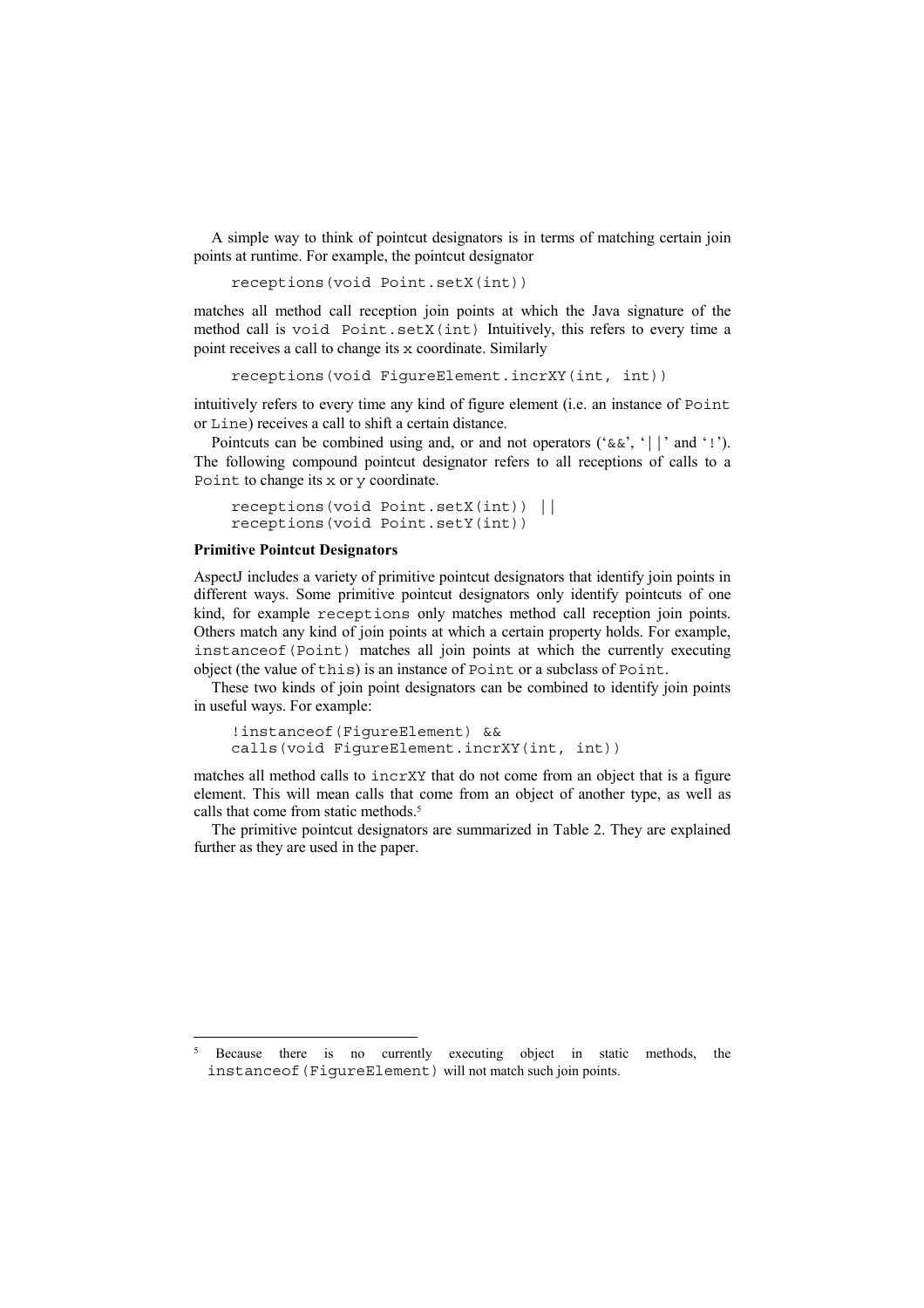A simple way to think of pointcut designators is in terms of matching certain join points at runtime. For example, the pointcut designator

```
receptions(void Point.setX(int))
```

matches all method call reception join points at which the Java signature of the method call is `void Point.setX(int)` Intuitively, this refers to every time a point receives a call to change its `x` coordinate. Similarly

```
receptions(void FigureElement.incrXY(int, int))
```

intuitively refers to every time any kind of figure element (i.e. an instance of `Point` or `Line`) receives a call to shift a certain distance.

Pointcuts can be combined using and, or and not operators ('`&&`', '`||`' and '`!`'). The following compound pointcut designator refers to all receptions of calls to a `Point` to change its `x` or `y` coordinate.

```
receptions(void Point.setX(int)) ||
receptions(void Point.setY(int))
```

**Primitive Pointcut Designators**

AspectJ includes a variety of primitive pointcut designators that identify join points in different ways. Some primitive pointcut designators only identify pointcuts of one kind, for example `receptions` only matches method call reception join points. Others match any kind of join points at which a certain property holds. For example, `instanceof(Point)` matches all join points at which the currently executing object (the value of `this`) is an instance of `Point` or a subclass of `Point`.

These two kinds of join point designators can be combined to identify join points in useful ways. For example:

```
!instanceof(FigureElement) &&
calls(void FigureElement.incrXY(int, int))
```

matches all method calls to `incrXY` that do not come from an object that is a figure element. This will mean calls that come from an object of another type, as well as calls that come from static methods.[5]

The primitive pointcut designators are summarized in Table 2. They are explained further as they are used in the paper.

[5] Because there is no currently executing object in static methods, the `instanceof(FigureElement)` will not match such join points.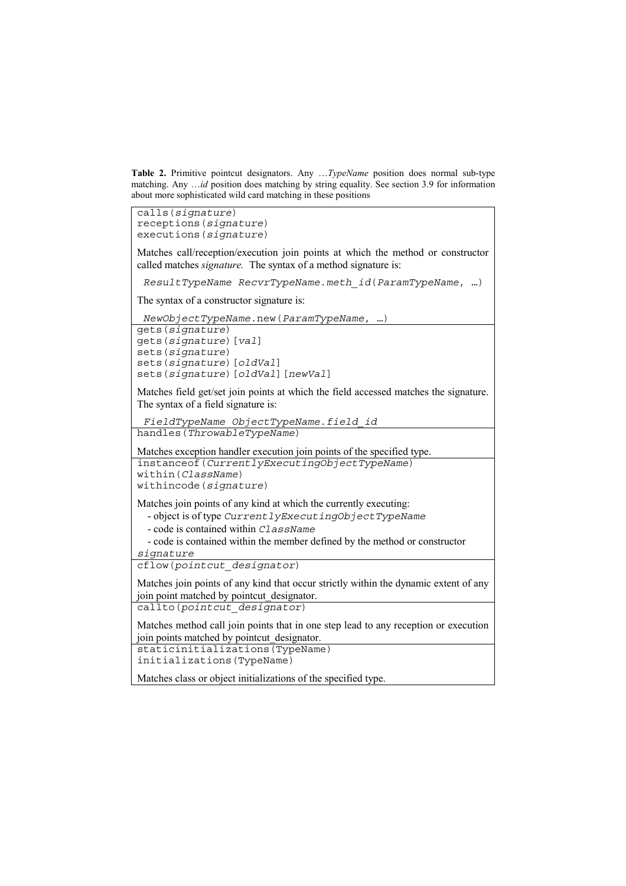**Table 2.** Primitive pointcut designators. Any …*TypeName* position does normal sub-type matching. Any …*id* position does matching by string equality. See section 3.9 for information about more sophisticated wild card matching in these positions

| Pointcut designators and description |
|---|
| `calls(signature)`<br>`receptions(signature)`<br>`executions(signature)`<br><br>Matches call/reception/execution join points at which the method or constructor called matches *signature.* The syntax of a method signature is:<br><br>`ResultTypeName RecvrTypeName.meth_id(ParamTypeName, …)`<br><br>The syntax of a constructor signature is:<br><br>`NewObjectTypeName.new(ParamTypeName, …)` |
| `gets(signature)`<br>`gets(signature)[val]`<br>`sets(signature)`<br>`sets(signature)[oldVal]`<br>`sets(signature)[oldVal][newVal]`<br><br>Matches field get/set join points at which the field accessed matches the signature. The syntax of a field signature is:<br><br>`FieldTypeName ObjectTypeName.field_id` |
| `handles(ThrowableTypeName)`<br><br>Matches exception handler execution join points of the specified type. |
| `instanceof(CurrentlyExecutingObjectTypeName)`<br>`within(ClassName)`<br>`withincode(signature)`<br><br>Matches join points of any kind at which the currently executing:<br>- object is of type `CurrentlyExecutingObjectTypeName`<br>- code is contained within `ClassName`<br>- code is contained within the member defined by the method or constructor `signature` |
| `cflow(pointcut_designator)`<br><br>Matches join points of any kind that occur strictly within the dynamic extent of any join point matched by pointcut_designator. |
| `callto(pointcut_designator)`<br><br>Matches method call join points that in one step lead to any reception or execution join points matched by pointcut_designator. |
| `staticinitializations(TypeName)`<br>`initializations(TypeName)`<br><br>Matches class or object initializations of the specified type. |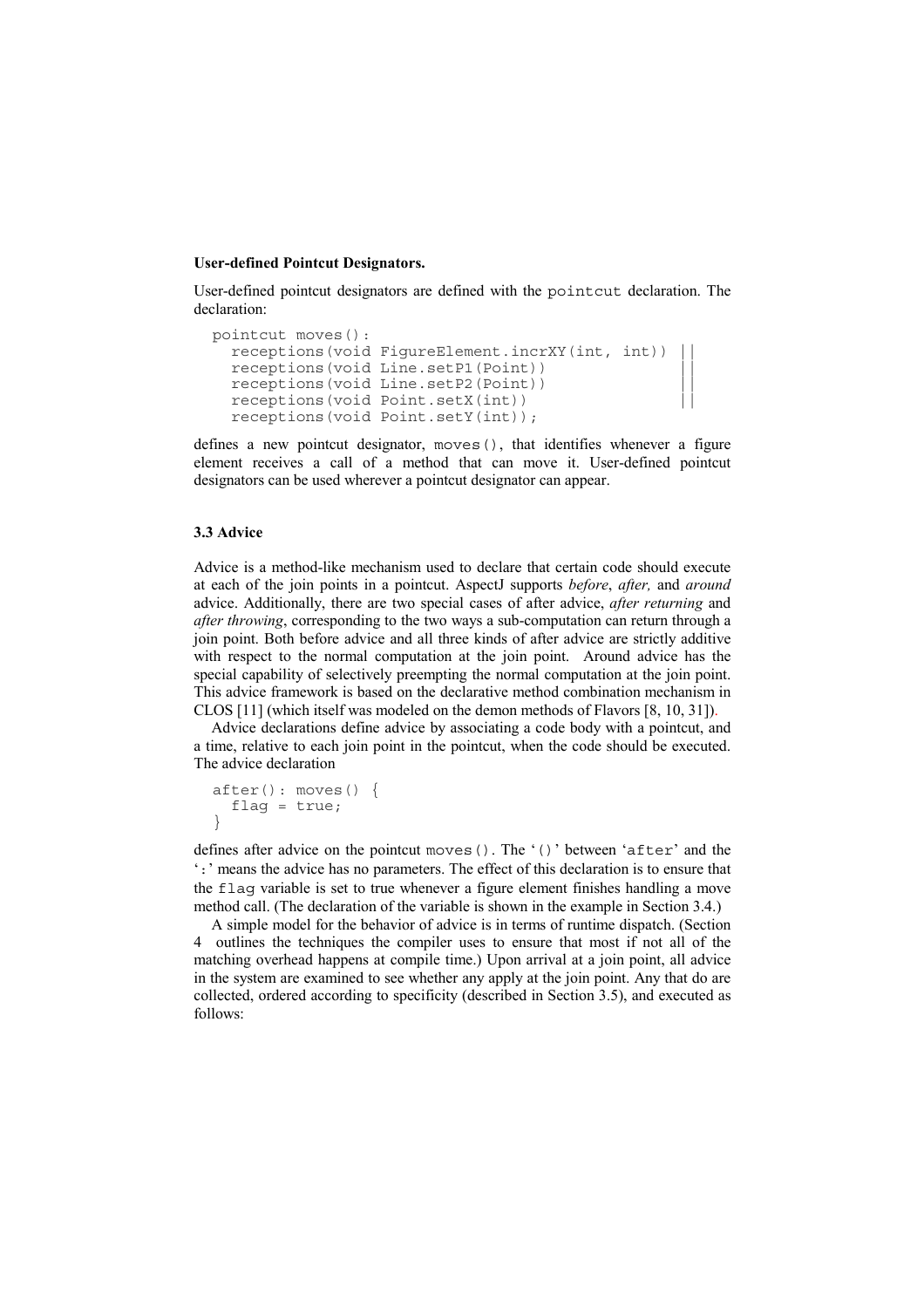**User-defined Pointcut Designators.**

User-defined pointcut designators are defined with the `pointcut` declaration. The declaration:

```
pointcut moves():
  receptions(void FigureElement.incrXY(int, int)) ||
  receptions(void Line.setP1(Point))              ||
  receptions(void Line.setP2(Point))              ||
  receptions(void Point.setX(int))                ||
  receptions(void Point.setY(int));
```

defines a new pointcut designator, `moves()`, that identifies whenever a figure element receives a call of a method that can move it. User-defined pointcut designators can be used wherever a pointcut designator can appear.

### 3.3 Advice

Advice is a method-like mechanism used to declare that certain code should execute at each of the join points in a pointcut. AspectJ supports *before*, *after,* and *around* advice. Additionally, there are two special cases of after advice, *after returning* and *after throwing*, corresponding to the two ways a sub-computation can return through a join point. Both before advice and all three kinds of after advice are strictly additive with respect to the normal computation at the join point. Around advice has the special capability of selectively preempting the normal computation at the join point. This advice framework is based on the declarative method combination mechanism in CLOS [11] (which itself was modeled on the demon methods of Flavors [8, 10, 31]).

Advice declarations define advice by associating a code body with a pointcut, and a time, relative to each join point in the pointcut, when the code should be executed. The advice declaration

```
after(): moves() {
  flag = true;
}
```

defines after advice on the pointcut `moves()`. The '`()`' between '`after`' and the '`:`' means the advice has no parameters. The effect of this declaration is to ensure that the `flag` variable is set to true whenever a figure element finishes handling a move method call. (The declaration of the variable is shown in the example in Section 3.4.)

A simple model for the behavior of advice is in terms of runtime dispatch. (Section 4 outlines the techniques the compiler uses to ensure that most if not all of the matching overhead happens at compile time.) Upon arrival at a join point, all advice in the system are examined to see whether any apply at the join point. Any that do are collected, ordered according to specificity (described in Section 3.5), and executed as follows: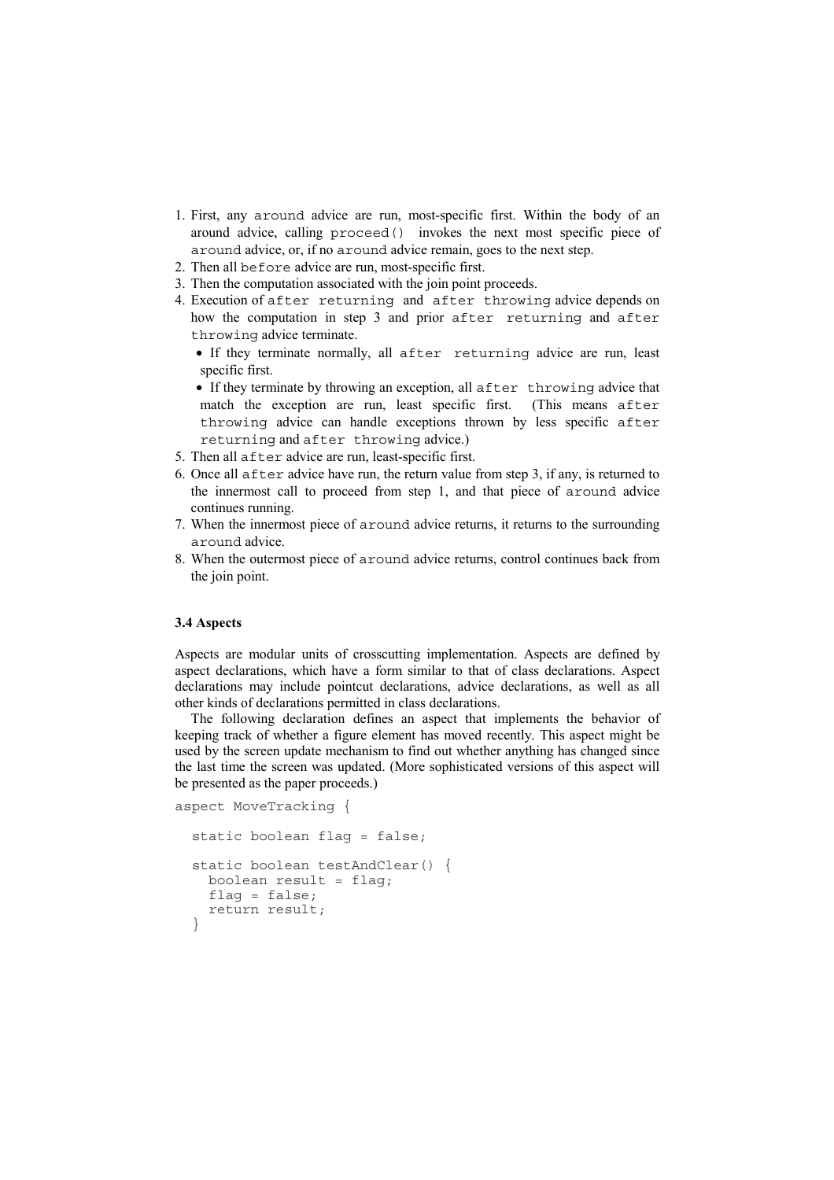1. First, any `around` advice are run, most-specific first. Within the body of an around advice, calling `proceed()` invokes the next most specific piece of `around` advice, or, if no `around` advice remain, goes to the next step.
2. Then all `before` advice are run, most-specific first.
3. Then the computation associated with the join point proceeds.
4. Execution of `after returning` and `after throwing` advice depends on how the computation in step 3 and prior `after returning` and `after throwing` advice terminate.
   - If they terminate normally, all `after returning` advice are run, least specific first.
   - If they terminate by throwing an exception, all `after throwing` advice that match the exception are run, least specific first. (This means `after throwing` advice can handle exceptions thrown by less specific `after returning` and `after throwing` advice.)
5. Then all `after` advice are run, least-specific first.
6. Once all `after` advice have run, the return value from step 3, if any, is returned to the innermost call to proceed from step 1, and that piece of `around` advice continues running.
7. When the innermost piece of `around` advice returns, it returns to the surrounding `around` advice.
8. When the outermost piece of `around` advice returns, control continues back from the join point.

### 3.4 Aspects

Aspects are modular units of crosscutting implementation. Aspects are defined by aspect declarations, which have a form similar to that of class declarations. Aspect declarations may include pointcut declarations, advice declarations, as well as all other kinds of declarations permitted in class declarations.

The following declaration defines an aspect that implements the behavior of keeping track of whether a figure element has moved recently. This aspect might be used by the screen update mechanism to find out whether anything has changed since the last time the screen was updated. (More sophisticated versions of this aspect will be presented as the paper proceeds.)

```
aspect MoveTracking {

  static boolean flag = false;

  static boolean testAndClear() {
    boolean result = flag;
    flag = false;
    return result;
  }
```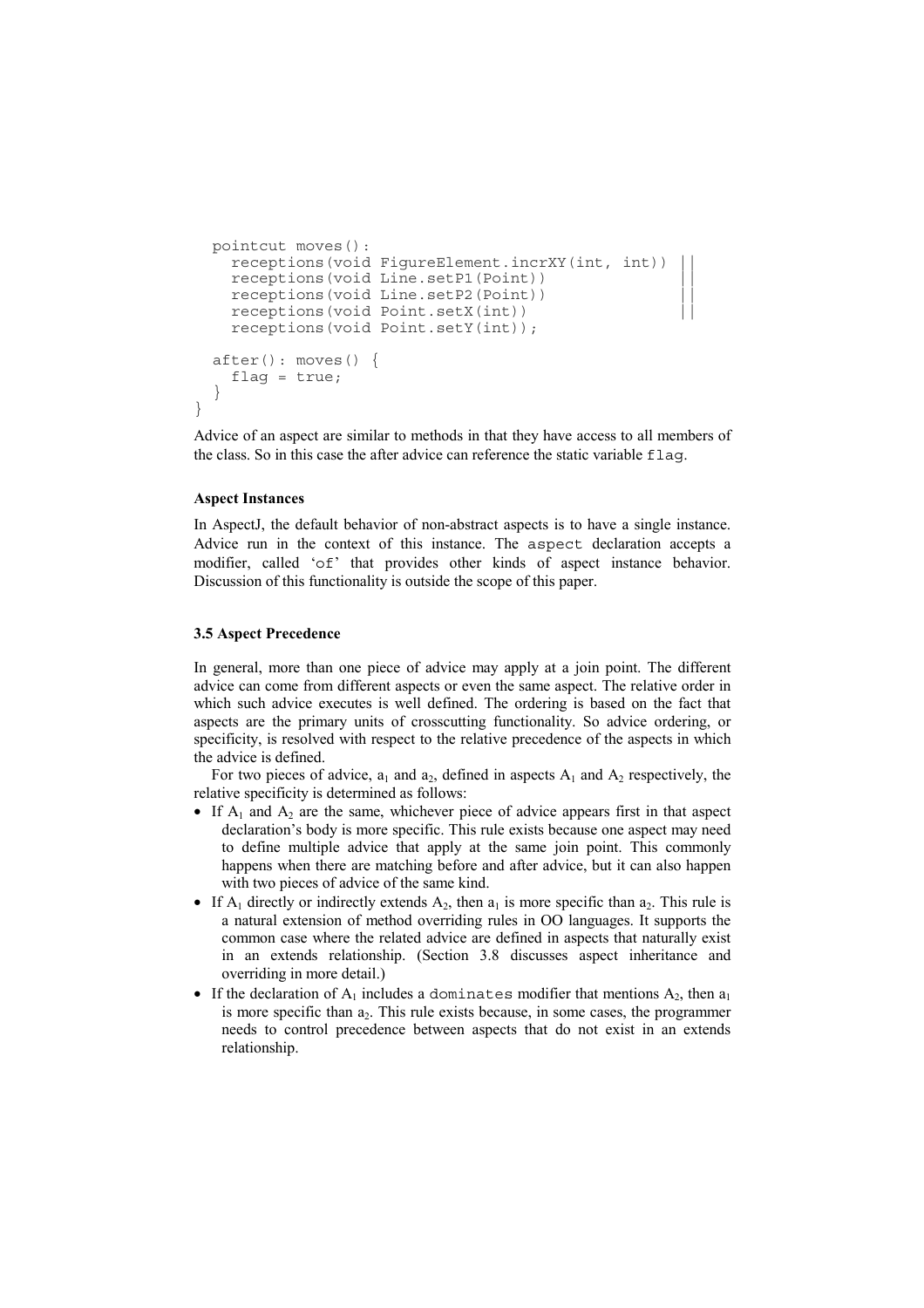```
  pointcut moves():
    receptions(void FigureElement.incrXY(int, int)) ||
    receptions(void Line.setP1(Point))              ||
    receptions(void Line.setP2(Point))              ||
    receptions(void Point.setX(int))                ||
    receptions(void Point.setY(int));

  after(): moves() {
    flag = true;
  }
}
```

Advice of an aspect are similar to methods in that they have access to all members of the class. So in this case the after advice can reference the static variable `flag`.

**Aspect Instances**

In AspectJ, the default behavior of non-abstract aspects is to have a single instance. Advice run in the context of this instance. The `aspect` declaration accepts a modifier, called '`of`' that provides other kinds of aspect instance behavior. Discussion of this functionality is outside the scope of this paper.

### 3.5 Aspect Precedence

In general, more than one piece of advice may apply at a join point. The different advice can come from different aspects or even the same aspect. The relative order in which such advice executes is well defined. The ordering is based on the fact that aspects are the primary units of crosscutting functionality. So advice ordering, or specificity, is resolved with respect to the relative precedence of the aspects in which the advice is defined.

For two pieces of advice, $a_1$ and $a_2$, defined in aspects $A_1$ and $A_2$ respectively, the relative specificity is determined as follows:

- If $A_1$ and $A_2$ are the same, whichever piece of advice appears first in that aspect declaration's body is more specific. This rule exists because one aspect may need to define multiple advice that apply at the same join point. This commonly happens when there are matching before and after advice, but it can also happen with two pieces of advice of the same kind.
- If $A_1$ directly or indirectly extends $A_2$, then $a_1$ is more specific than $a_2$. This rule is a natural extension of method overriding rules in OO languages. It supports the common case where the related advice are defined in aspects that naturally exist in an extends relationship. (Section 3.8 discusses aspect inheritance and overriding in more detail.)
- If the declaration of $A_1$ includes a `dominates` modifier that mentions $A_2$, then $a_1$ is more specific than $a_2$. This rule exists because, in some cases, the programmer needs to control precedence between aspects that do not exist in an extends relationship.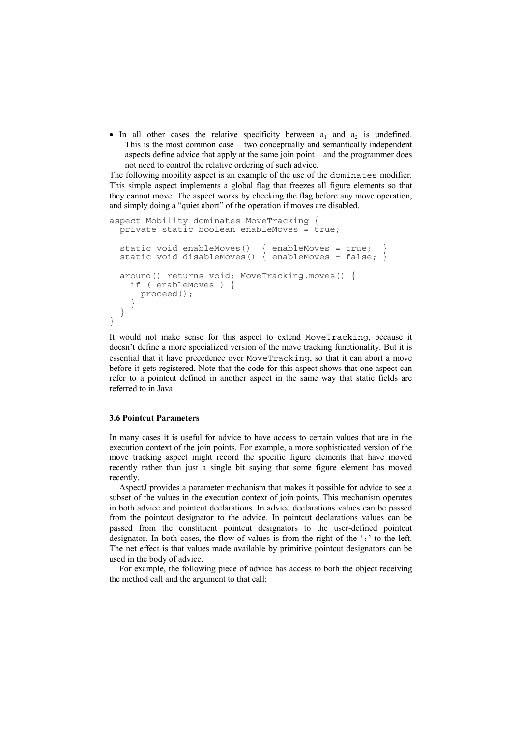- In all other cases the relative specificity between $a_1$ and $a_2$ is undefined. This is the most common case – two conceptually and semantically independent aspects define advice that apply at the same join point – and the programmer does not need to control the relative ordering of such advice.

The following mobility aspect is an example of the use of the dominates modifier. This simple aspect implements a global flag that freezes all figure elements so that they cannot move. The aspect works by checking the flag before any move operation, and simply doing a "quiet abort" of the operation if moves are disabled.

```
aspect Mobility dominates MoveTracking {
  private static boolean enableMoves = true;

  static void enableMoves()  { enableMoves = true;  }
  static void disableMoves() { enableMoves = false; }

  around() returns void: MoveTracking.moves() {
    if ( enableMoves ) {
      proceed();
    }
  }
}
```

It would not make sense for this aspect to extend MoveTracking, because it doesn't define a more specialized version of the move tracking functionality. But it is essential that it have precedence over MoveTracking, so that it can abort a move before it gets registered. Note that the code for this aspect shows that one aspect can refer to a pointcut defined in another aspect in the same way that static fields are referred to in Java.

### 3.6 Pointcut Parameters

In many cases it is useful for advice to have access to certain values that are in the execution context of the join points. For example, a more sophisticated version of the move tracking aspect might record the specific figure elements that have moved recently rather than just a single bit saying that some figure element has moved recently.

AspectJ provides a parameter mechanism that makes it possible for advice to see a subset of the values in the execution context of join points. This mechanism operates in both advice and pointcut declarations. In advice declarations values can be passed from the pointcut designator to the advice. In pointcut declarations values can be passed from the constituent pointcut designators to the user-defined pointcut designator. In both cases, the flow of values is from the right of the ':' to the left. The net effect is that values made available by primitive pointcut designators can be used in the body of advice.

For example, the following piece of advice has access to both the object receiving the method call and the argument to that call: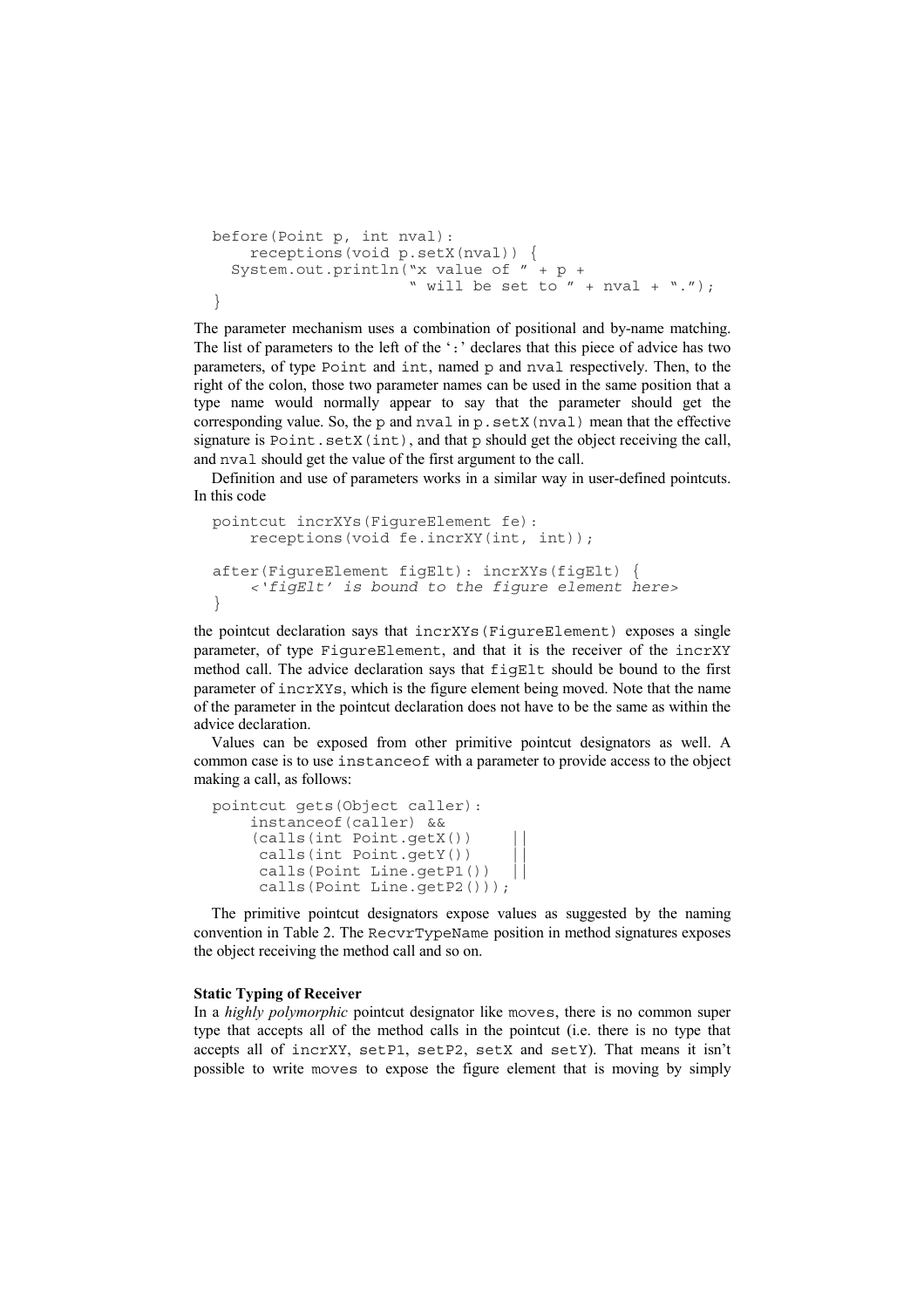```
before(Point p, int nval):
    receptions(void p.setX(nval)) {
  System.out.println("x value of " + p +
                     " will be set to " + nval + ".");
}
```

The parameter mechanism uses a combination of positional and by-name matching. The list of parameters to the left of the ':' declares that this piece of advice has two parameters, of type Point and int, named p and nval respectively. Then, to the right of the colon, those two parameter names can be used in the same position that a type name would normally appear to say that the parameter should get the corresponding value. So, the p and nval in p.setX(nval) mean that the effective signature is Point.setX(int), and that p should get the object receiving the call, and nval should get the value of the first argument to the call.

Definition and use of parameters works in a similar way in user-defined pointcuts. In this code

```
pointcut incrXYs(FigureElement fe):
    receptions(void fe.incrXY(int, int));

after(FigureElement figElt): incrXYs(figElt) {
    <'figElt' is bound to the figure element here>
}
```

the pointcut declaration says that incrXYs(FigureElement) exposes a single parameter, of type FigureElement, and that it is the receiver of the incrXY method call. The advice declaration says that figElt should be bound to the first parameter of incrXYs, which is the figure element being moved. Note that the name of the parameter in the pointcut declaration does not have to be the same as within the advice declaration.

Values can be exposed from other primitive pointcut designators as well. A common case is to use instanceof with a parameter to provide access to the object making a call, as follows:

```
pointcut gets(Object caller):
    instanceof(caller) &&
    (calls(int Point.getX())    ||
     calls(int Point.getY())    ||
     calls(Point Line.getP1())  ||
     calls(Point Line.getP2()));
```

The primitive pointcut designators expose values as suggested by the naming convention in Table 2. The RecvrTypeName position in method signatures exposes the object receiving the method call and so on.

**Static Typing of Receiver**

In a *highly polymorphic* pointcut designator like moves, there is no common super type that accepts all of the method calls in the pointcut (i.e. there is no type that accepts all of incrXY, setP1, setP2, setX and setY). That means it isn't possible to write moves to expose the figure element that is moving by simply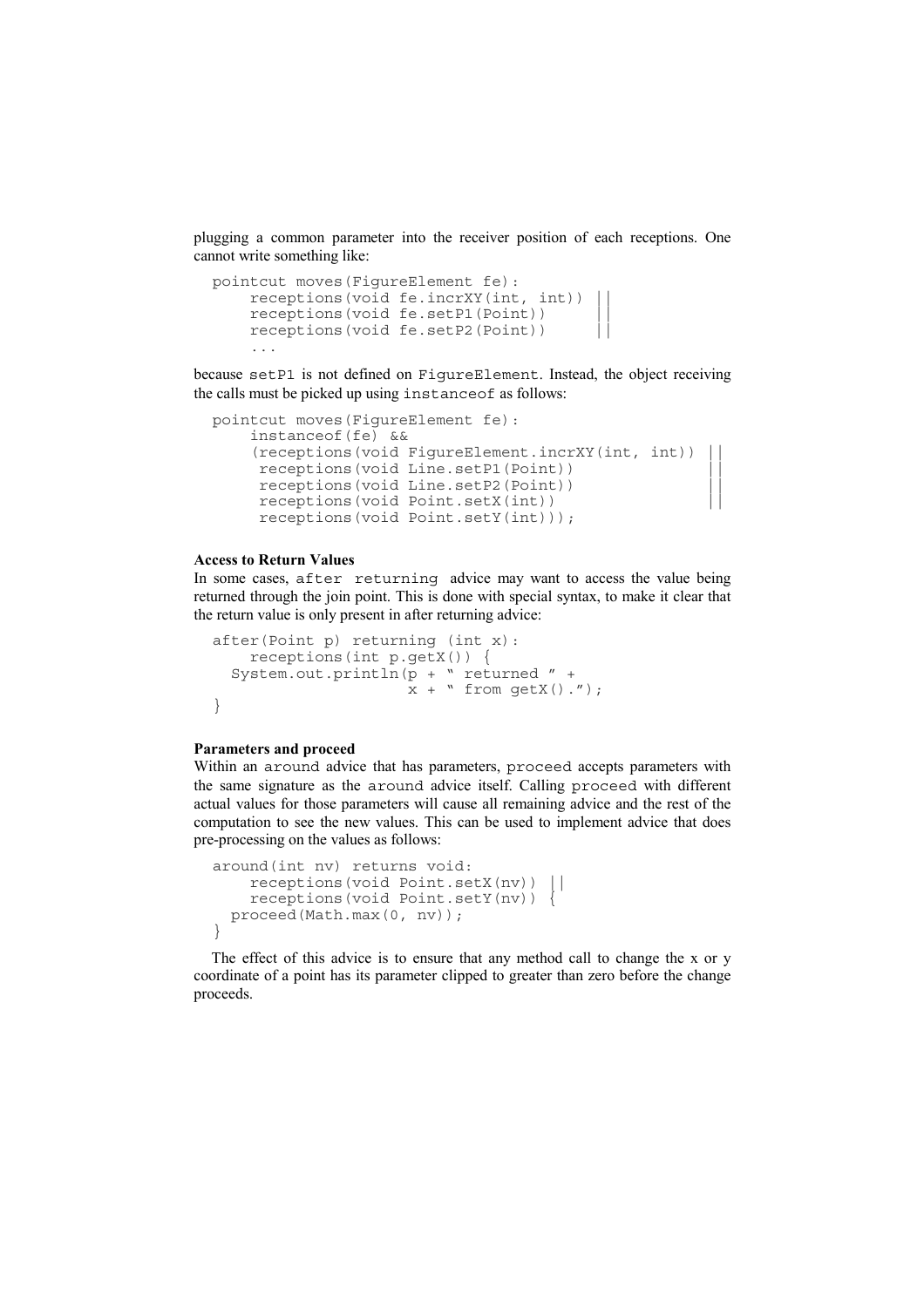plugging a common parameter into the receiver position of each receptions. One cannot write something like:

```
pointcut moves(FigureElement fe):
     receptions(void fe.incrXY(int, int)) ||
     receptions(void fe.setP1(Point))     ||
     receptions(void fe.setP2(Point))     ||
     ...
```

because `setP1` is not defined on `FigureElement`. Instead, the object receiving the calls must be picked up using `instanceof` as follows:

```
pointcut moves(FigureElement fe):
     instanceof(fe) &&
     (receptions(void FigureElement.incrXY(int, int)) ||
      receptions(void Line.setP1(Point))              ||
      receptions(void Line.setP2(Point))              ||
      receptions(void Point.setX(int))                ||
      receptions(void Point.setY(int)));
```

**Access to Return Values**

In some cases, `after returning` advice may want to access the value being returned through the join point. This is done with special syntax, to make it clear that the return value is only present in after returning advice:

```
after(Point p) returning (int x):
     receptions(int p.getX()) {
  System.out.println(p + " returned " +
                     x + " from getX().");
}
```

**Parameters and proceed**

Within an `around` advice that has parameters, `proceed` accepts parameters with the same signature as the `around` advice itself. Calling `proceed` with different actual values for those parameters will cause all remaining advice and the rest of the computation to see the new values. This can be used to implement advice that does pre-processing on the values as follows:

```
around(int nv) returns void:
     receptions(void Point.setX(nv)) ||
     receptions(void Point.setY(nv)) {
  proceed(Math.max(0, nv));
}
```

The effect of this advice is to ensure that any method call to change the x or y coordinate of a point has its parameter clipped to greater than zero before the change proceeds.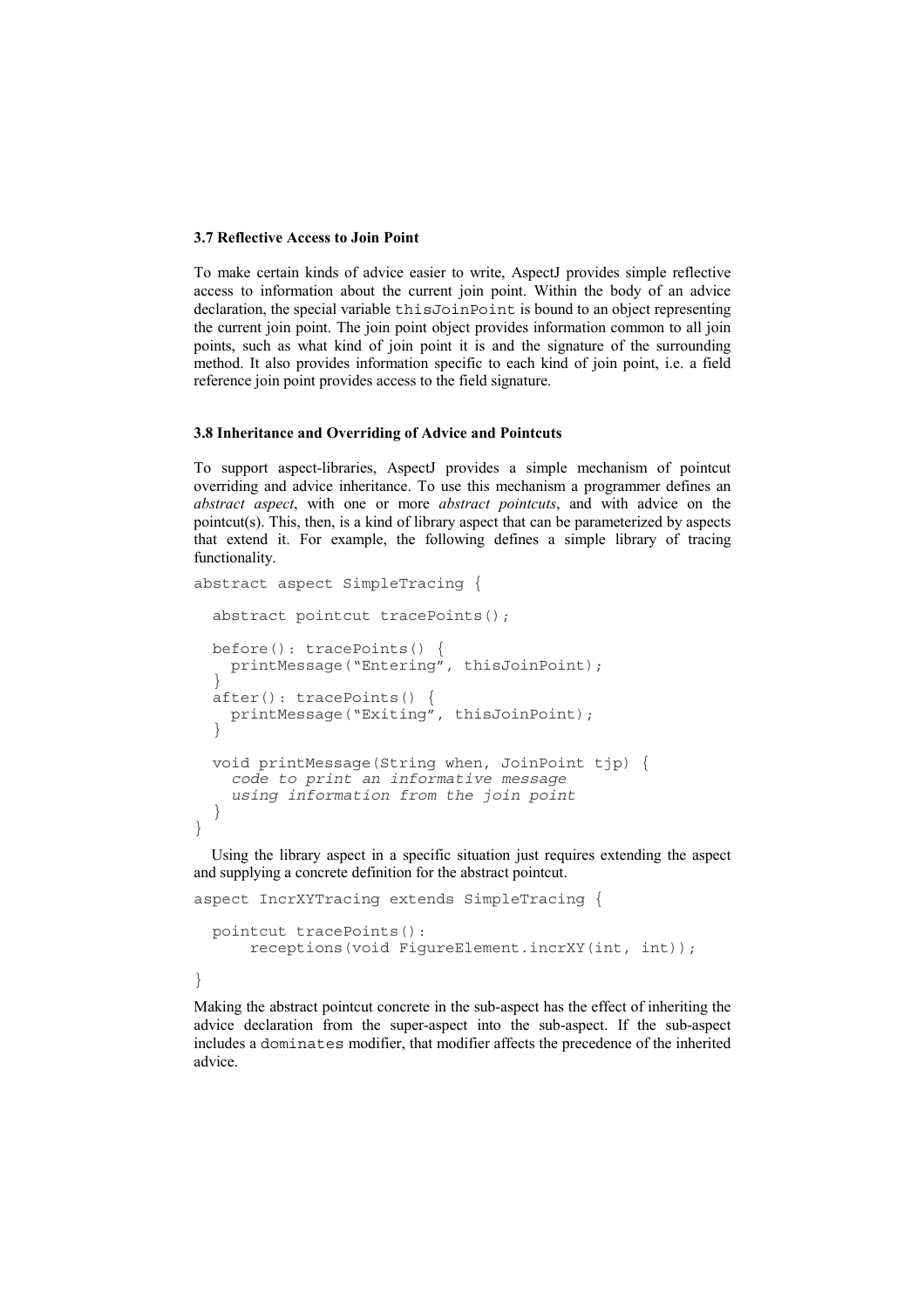### 3.7 Reflective Access to Join Point

To make certain kinds of advice easier to write, AspectJ provides simple reflective access to information about the current join point. Within the body of an advice declaration, the special variable `thisJoinPoint` is bound to an object representing the current join point. The join point object provides information common to all join points, such as what kind of join point it is and the signature of the surrounding method. It also provides information specific to each kind of join point, i.e. a field reference join point provides access to the field signature.

### 3.8 Inheritance and Overriding of Advice and Pointcuts

To support aspect-libraries, AspectJ provides a simple mechanism of pointcut overriding and advice inheritance. To use this mechanism a programmer defines an *abstract aspect*, with one or more *abstract pointcuts*, and with advice on the pointcut(s). This, then, is a kind of library aspect that can be parameterized by aspects that extend it. For example, the following defines a simple library of tracing functionality.

```
abstract aspect SimpleTracing {

  abstract pointcut tracePoints();

  before(): tracePoints() {
    printMessage("Entering", thisJoinPoint);
  }
  after(): tracePoints() {
    printMessage("Exiting", thisJoinPoint);
  }

  void printMessage(String when, JoinPoint tjp) {
    code to print an informative message
    using information from the join point
  }
}
```

Using the library aspect in a specific situation just requires extending the aspect and supplying a concrete definition for the abstract pointcut.

```
aspect IncrXYTracing extends SimpleTracing {

  pointcut tracePoints():
      receptions(void FigureElement.incrXY(int, int));

}
```

Making the abstract pointcut concrete in the sub-aspect has the effect of inheriting the advice declaration from the super-aspect into the sub-aspect. If the sub-aspect includes a `dominates` modifier, that modifier affects the precedence of the inherited advice.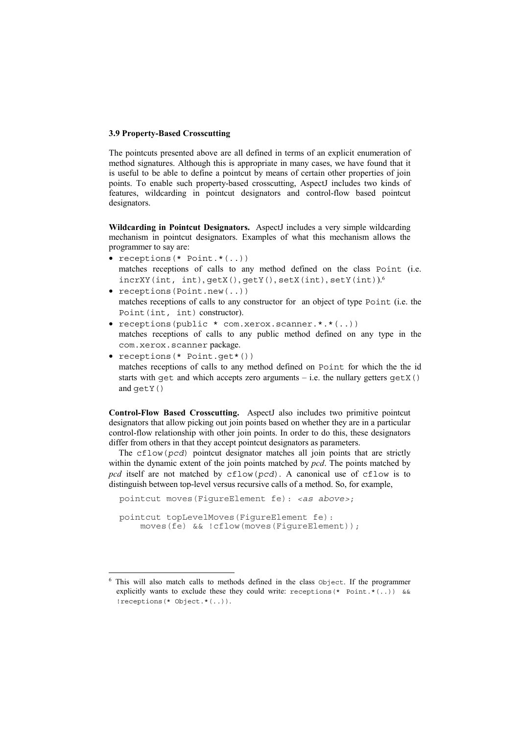### 3.9 Property-Based Crosscutting

The pointcuts presented above are all defined in terms of an explicit enumeration of method signatures. Although this is appropriate in many cases, we have found that it is useful to be able to define a pointcut by means of certain other properties of join points. To enable such property-based crosscutting, AspectJ includes two kinds of features, wildcarding in pointcut designators and control-flow based pointcut designators.

**Wildcarding in Pointcut Designators.** AspectJ includes a very simple wildcarding mechanism in pointcut designators. Examples of what this mechanism allows the programmer to say are:

- `receptions(* Point.*(..))`
  matches receptions of calls to any method defined on the class `Point` (i.e. `incrXY(int, int)`, `getX()`, `getY()`, `setX(int)`, `setY(int)`).[6]
- `receptions(Point.new(..))`
  matches receptions of calls to any constructor for an object of type `Point` (i.e. the `Point(int, int)` constructor).
- `receptions(public * com.xerox.scanner.*.*(..))`
  matches receptions of calls to any public method defined on any type in the `com.xerox.scanner` package.
- `receptions(* Point.get*())`
  matches receptions of calls to any method defined on `Point` for which the the id starts with `get` and which accepts zero arguments – i.e. the nullary getters `getX()` and `getY()`

**Control-Flow Based Crosscutting.** AspectJ also includes two primitive pointcut designators that allow picking out join points based on whether they are in a particular control-flow relationship with other join points. In order to do this, these designators differ from others in that they accept pointcut designators as parameters.

The `cflow(`*pcd*`)` pointcut designator matches all join points that are strictly within the dynamic extent of the join points matched by *pcd*. The points matched by *pcd* itself are not matched by `cflow(`*pcd*`)`. A canonical use of `cflow` is to distinguish between top-level versus recursive calls of a method. So, for example,

```
pointcut moves(FigureElement fe): <as above>;

pointcut topLevelMoves(FigureElement fe):
    moves(fe) && !cflow(moves(FigureElement));
```

[6] This will also match calls to methods defined in the class `Object`. If the programmer explicitly wants to exclude these they could write: `receptions(* Point.*(..)) && !receptions(* Object.*(..))`.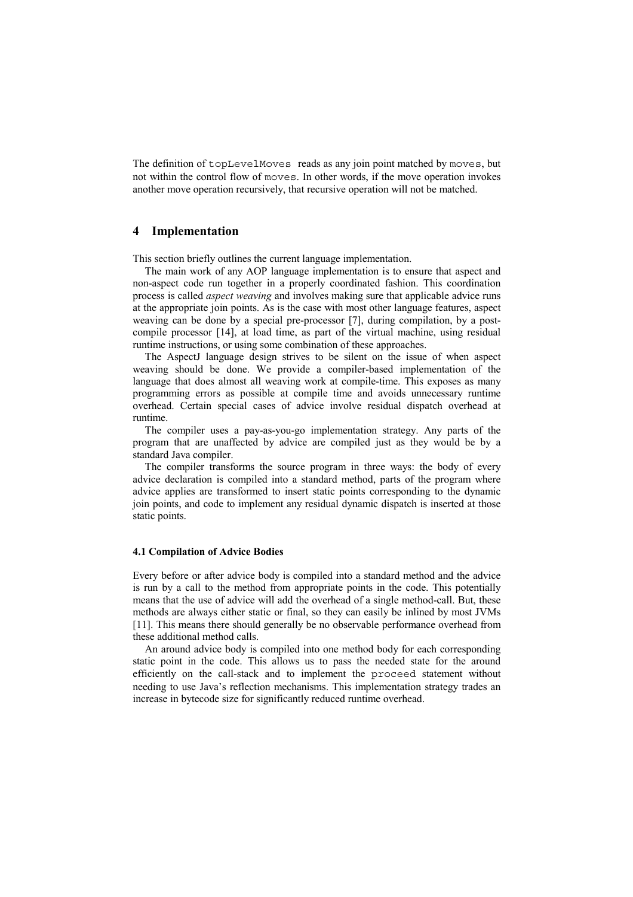The definition of `topLevelMoves` reads as any join point matched by `moves`, but not within the control flow of `moves`. In other words, if the move operation invokes another move operation recursively, that recursive operation will not be matched.

## 4 Implementation

This section briefly outlines the current language implementation.

The main work of any AOP language implementation is to ensure that aspect and non-aspect code run together in a properly coordinated fashion. This coordination process is called *aspect weaving* and involves making sure that applicable advice runs at the appropriate join points. As is the case with most other language features, aspect weaving can be done by a special pre-processor [7], during compilation, by a post-compile processor [14], at load time, as part of the virtual machine, using residual runtime instructions, or using some combination of these approaches.

The AspectJ language design strives to be silent on the issue of when aspect weaving should be done. We provide a compiler-based implementation of the language that does almost all weaving work at compile-time. This exposes as many programming errors as possible at compile time and avoids unnecessary runtime overhead. Certain special cases of advice involve residual dispatch overhead at runtime.

The compiler uses a pay-as-you-go implementation strategy. Any parts of the program that are unaffected by advice are compiled just as they would be by a standard Java compiler.

The compiler transforms the source program in three ways: the body of every advice declaration is compiled into a standard method, parts of the program where advice applies are transformed to insert static points corresponding to the dynamic join points, and code to implement any residual dynamic dispatch is inserted at those static points.

### 4.1 Compilation of Advice Bodies

Every before or after advice body is compiled into a standard method and the advice is run by a call to the method from appropriate points in the code. This potentially means that the use of advice will add the overhead of a single method-call. But, these methods are always either static or final, so they can easily be inlined by most JVMs [11]. This means there should generally be no observable performance overhead from these additional method calls.

An around advice body is compiled into one method body for each corresponding static point in the code. This allows us to pass the needed state for the around efficiently on the call-stack and to implement the `proceed` statement without needing to use Java's reflection mechanisms. This implementation strategy trades an increase in bytecode size for significantly reduced runtime overhead.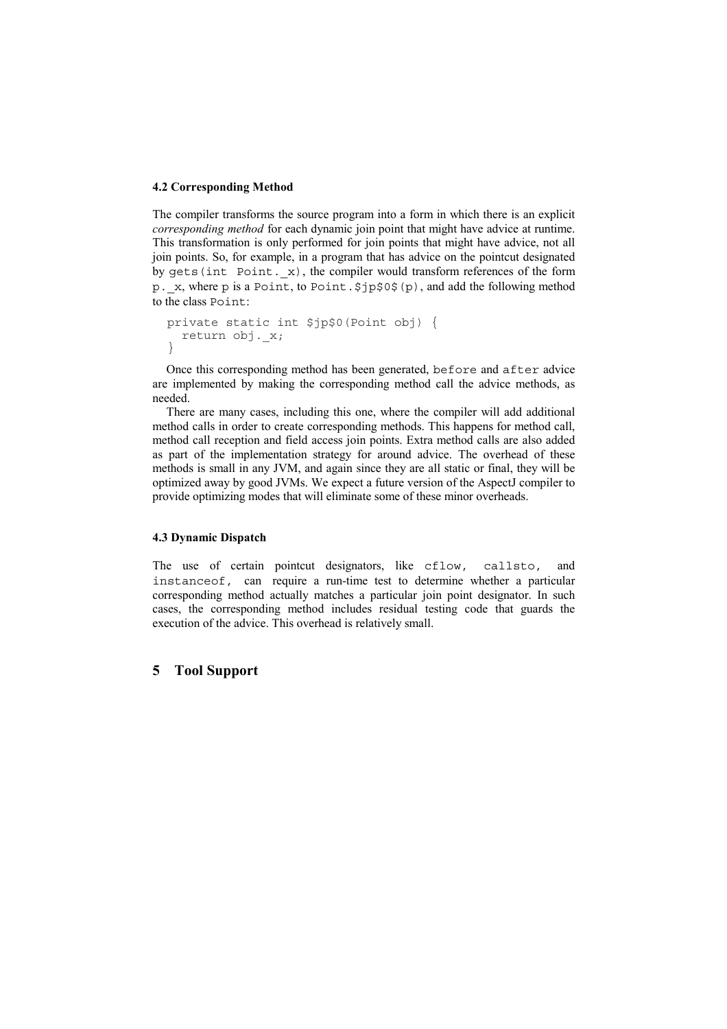### 4.2 Corresponding Method

The compiler transforms the source program into a form in which there is an explicit *corresponding method* for each dynamic join point that might have advice at runtime. This transformation is only performed for join points that might have advice, not all join points. So, for example, in a program that has advice on the pointcut designated by `gets(int Point._x)`, the compiler would transform references of the form `p._x`, where `p` is a `Point`, to `Point.$jp$0$(p)`, and add the following method to the class `Point`:

```
private static int $jp$0(Point obj) {
  return obj._x;
}
```

Once this corresponding method has been generated, `before` and `after` advice are implemented by making the corresponding method call the advice methods, as needed.

There are many cases, including this one, where the compiler will add additional method calls in order to create corresponding methods. This happens for method call, method call reception and field access join points. Extra method calls are also added as part of the implementation strategy for around advice. The overhead of these methods is small in any JVM, and again since they are all static or final, they will be optimized away by good JVMs. We expect a future version of the AspectJ compiler to provide optimizing modes that will eliminate some of these minor overheads.

### 4.3 Dynamic Dispatch

The use of certain pointcut designators, like `cflow`, `callsto`, and `instanceof`, can require a run-time test to determine whether a particular corresponding method actually matches a particular join point designator. In such cases, the corresponding method includes residual testing code that guards the execution of the advice. This overhead is relatively small.

## 5 Tool Support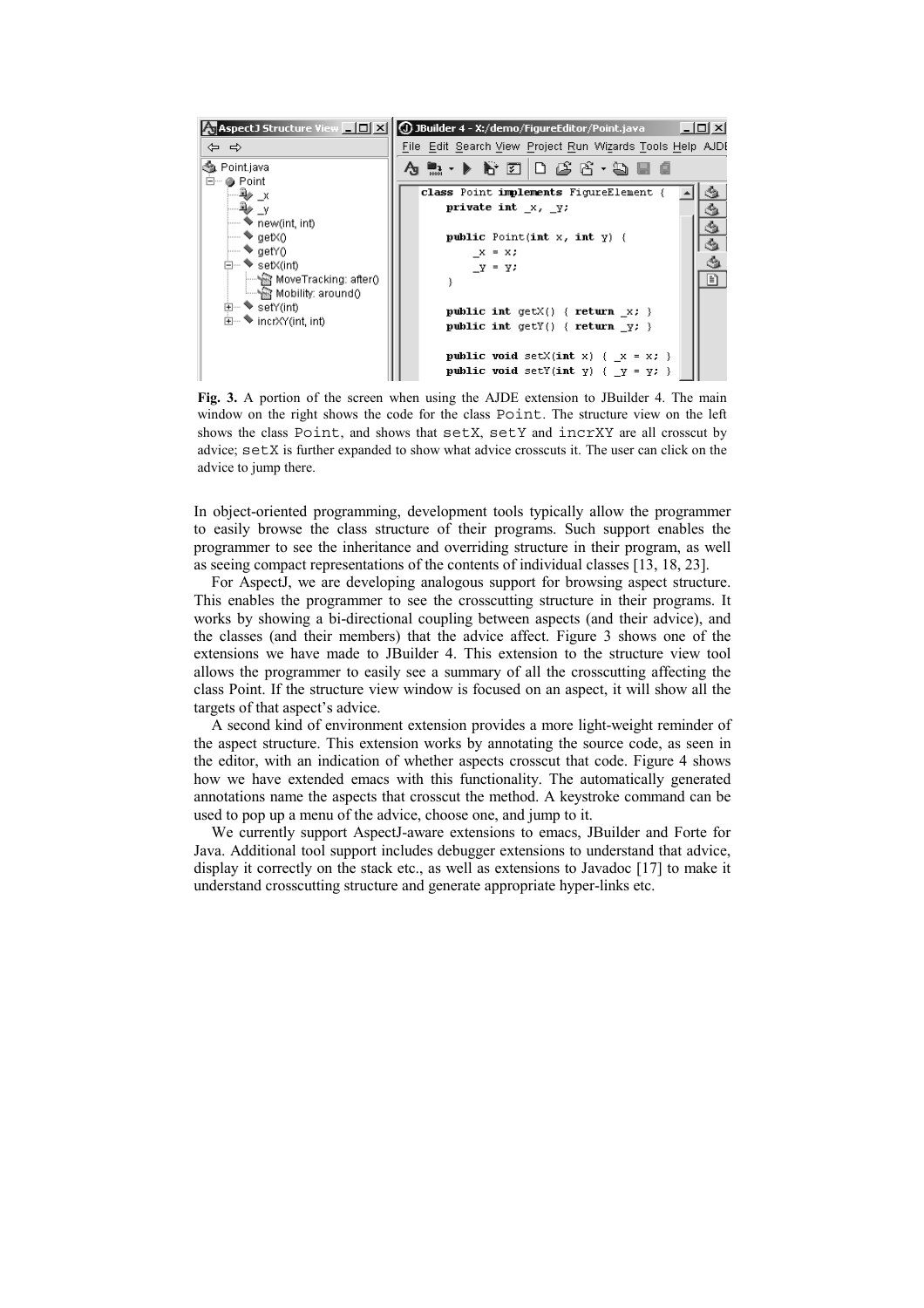**Fig. 3.** A portion of the screen when using the AJDE extension to JBuilder 4. The main window on the right shows the code for the class `Point`. The structure view on the left shows the class `Point`, and shows that `setX`, `setY` and `incrXY` are all crosscut by advice; `setX` is further expanded to show what advice crosscuts it. The user can click on the advice to jump there.

In object-oriented programming, development tools typically allow the programmer to easily browse the class structure of their programs. Such support enables the programmer to see the inheritance and overriding structure in their program, as well as seeing compact representations of the contents of individual classes [13, 18, 23].

For AspectJ, we are developing analogous support for browsing aspect structure. This enables the programmer to see the crosscutting structure in their programs. It works by showing a bi-directional coupling between aspects (and their advice), and the classes (and their members) that the advice affect. Figure 3 shows one of the extensions we have made to JBuilder 4. This extension to the structure view tool allows the programmer to easily see a summary of all the crosscutting affecting the class Point. If the structure view window is focused on an aspect, it will show all the targets of that aspect's advice.

A second kind of environment extension provides a more light-weight reminder of the aspect structure. This extension works by annotating the source code, as seen in the editor, with an indication of whether aspects crosscut that code. Figure 4 shows how we have extended emacs with this functionality. The automatically generated annotations name the aspects that crosscut the method. A keystroke command can be used to pop up a menu of the advice, choose one, and jump to it.

We currently support AspectJ-aware extensions to emacs, JBuilder and Forte for Java. Additional tool support includes debugger extensions to understand that advice, display it correctly on the stack etc., as well as extensions to Javadoc [17] to make it understand crosscutting structure and generate appropriate hyper-links etc.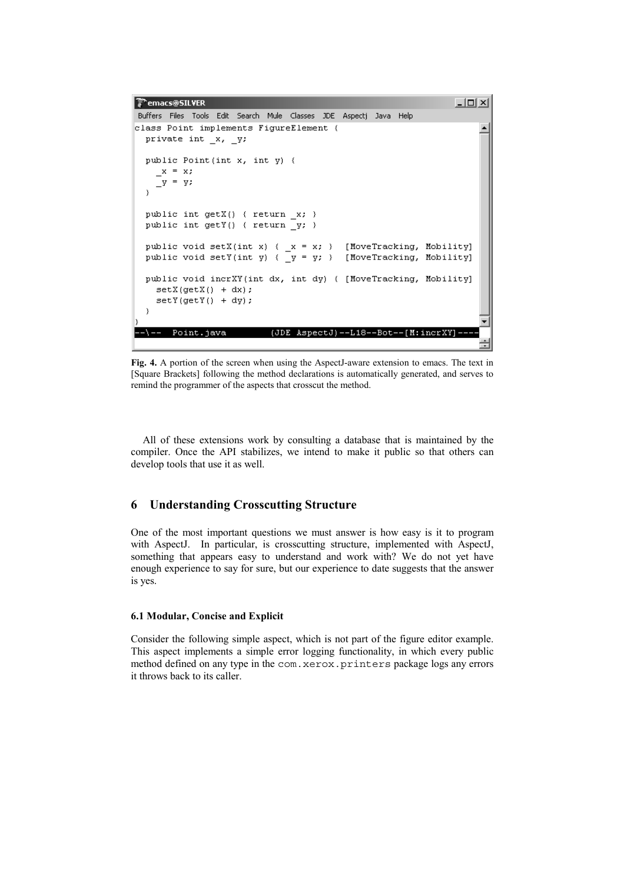```
class Point implements FigureElement {
  private int _x, _y;

  public Point(int x, int y) {
    _x = x;
    _y = y;
  }

  public int getX() { return _x; }
  public int getY() { return _y; }

  public void setX(int x) { _x = x; }  [MoveTracking, Mobility]
  public void setY(int y) { _y = y; }  [MoveTracking, Mobility]

  public void incrXY(int dx, int dy) { [MoveTracking, Mobility]
    setX(getX() + dx);
    setY(getY() + dy);
  }
}
--\--  Point.java        (JDE AspectJ)--L18--Bot--[M:incrXY]----
```

**Fig. 4.** A portion of the screen when using the AspectJ-aware extension to emacs. The text in [Square Brackets] following the method declarations is automatically generated, and serves to remind the programmer of the aspects that crosscut the method.

All of these extensions work by consulting a database that is maintained by the compiler. Once the API stabilizes, we intend to make it public so that others can develop tools that use it as well.

## 6 Understanding Crosscutting Structure

One of the most important questions we must answer is how easy is it to program with AspectJ. In particular, is crosscutting structure, implemented with AspectJ, something that appears easy to understand and work with? We do not yet have enough experience to say for sure, but our experience to date suggests that the answer is yes.

### 6.1 Modular, Concise and Explicit

Consider the following simple aspect, which is not part of the figure editor example. This aspect implements a simple error logging functionality, in which every public method defined on any type in the `com.xerox.printers` package logs any errors it throws back to its caller.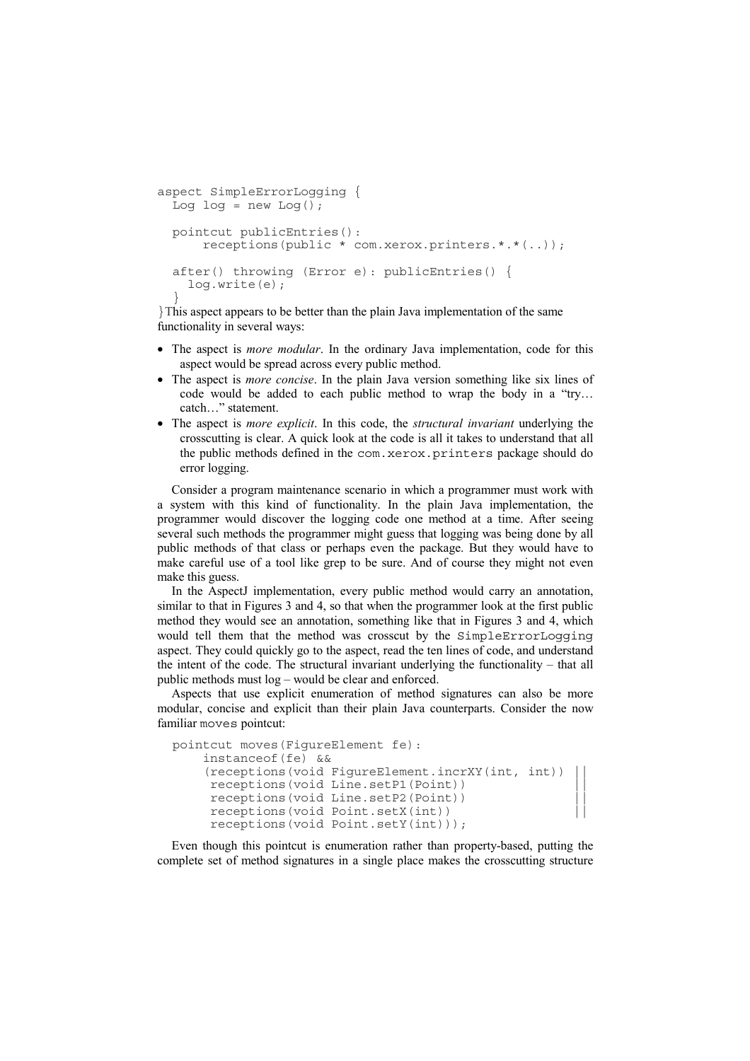```
aspect SimpleErrorLogging {
  Log log = new Log();

  pointcut publicEntries():
      receptions(public * com.xerox.printers.*.*(..));

  after() throwing (Error e): publicEntries() {
    log.write(e);
  }
}
```

This aspect appears to be better than the plain Java implementation of the same functionality in several ways:

- The aspect is *more modular*. In the ordinary Java implementation, code for this aspect would be spread across every public method.
- The aspect is *more concise*. In the plain Java version something like six lines of code would be added to each public method to wrap the body in a "try… catch…" statement.
- The aspect is *more explicit*. In this code, the *structural invariant* underlying the crosscutting is clear. A quick look at the code is all it takes to understand that all the public methods defined in the `com.xerox.printers` package should do error logging.

Consider a program maintenance scenario in which a programmer must work with a system with this kind of functionality. In the plain Java implementation, the programmer would discover the logging code one method at a time. After seeing several such methods the programmer might guess that logging was being done by all public methods of that class or perhaps even the package. But they would have to make careful use of a tool like grep to be sure. And of course they might not even make this guess.

In the AspectJ implementation, every public method would carry an annotation, similar to that in Figures 3 and 4, so that when the programmer look at the first public method they would see an annotation, something like that in Figures 3 and 4, which would tell them that the method was crosscut by the `SimpleErrorLogging` aspect. They could quickly go to the aspect, read the ten lines of code, and understand the intent of the code. The structural invariant underlying the functionality – that all public methods must log – would be clear and enforced.

Aspects that use explicit enumeration of method signatures can also be more modular, concise and explicit than their plain Java counterparts. Consider the now familiar `moves` pointcut:

```
pointcut moves(FigureElement fe):
    instanceof(fe) &&
    (receptions(void FigureElement.incrXY(int, int)) ||
     receptions(void Line.setP1(Point))              ||
     receptions(void Line.setP2(Point))              ||
     receptions(void Point.setX(int))                ||
     receptions(void Point.setY(int)));
```

Even though this pointcut is enumeration rather than property-based, putting the complete set of method signatures in a single place makes the crosscutting structure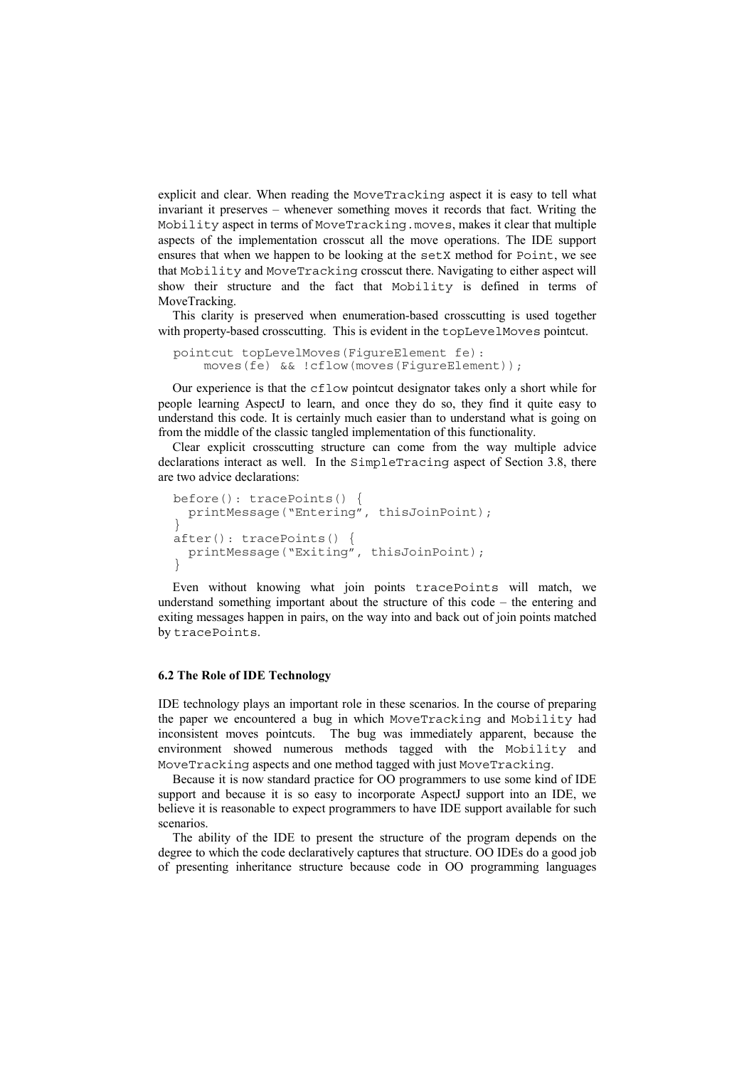explicit and clear. When reading the MoveTracking aspect it is easy to tell what invariant it preserves – whenever something moves it records that fact. Writing the Mobility aspect in terms of MoveTracking.moves, makes it clear that multiple aspects of the implementation crosscut all the move operations. The IDE support ensures that when we happen to be looking at the setX method for Point, we see that Mobility and MoveTracking crosscut there. Navigating to either aspect will show their structure and the fact that Mobility is defined in terms of MoveTracking.

This clarity is preserved when enumeration-based crosscutting is used together with property-based crosscutting. This is evident in the topLevelMoves pointcut.

```
pointcut topLevelMoves(FigureElement fe):
    moves(fe) && !cflow(moves(FigureElement));
```

Our experience is that the cflow pointcut designator takes only a short while for people learning AspectJ to learn, and once they do so, they find it quite easy to understand this code. It is certainly much easier than to understand what is going on from the middle of the classic tangled implementation of this functionality.

Clear explicit crosscutting structure can come from the way multiple advice declarations interact as well. In the SimpleTracing aspect of Section 3.8, there are two advice declarations:

```
before(): tracePoints() {
  printMessage("Entering", thisJoinPoint);
}
after(): tracePoints() {
  printMessage("Exiting", thisJoinPoint);
}
```

Even without knowing what join points tracePoints will match, we understand something important about the structure of this code – the entering and exiting messages happen in pairs, on the way into and back out of join points matched by tracePoints.

### 6.2 The Role of IDE Technology

IDE technology plays an important role in these scenarios. In the course of preparing the paper we encountered a bug in which MoveTracking and Mobility had inconsistent moves pointcuts. The bug was immediately apparent, because the environment showed numerous methods tagged with the Mobility and MoveTracking aspects and one method tagged with just MoveTracking.

Because it is now standard practice for OO programmers to use some kind of IDE support and because it is so easy to incorporate AspectJ support into an IDE, we believe it is reasonable to expect programmers to have IDE support available for such scenarios.

The ability of the IDE to present the structure of the program depends on the degree to which the code declaratively captures that structure. OO IDEs do a good job of presenting inheritance structure because code in OO programming languages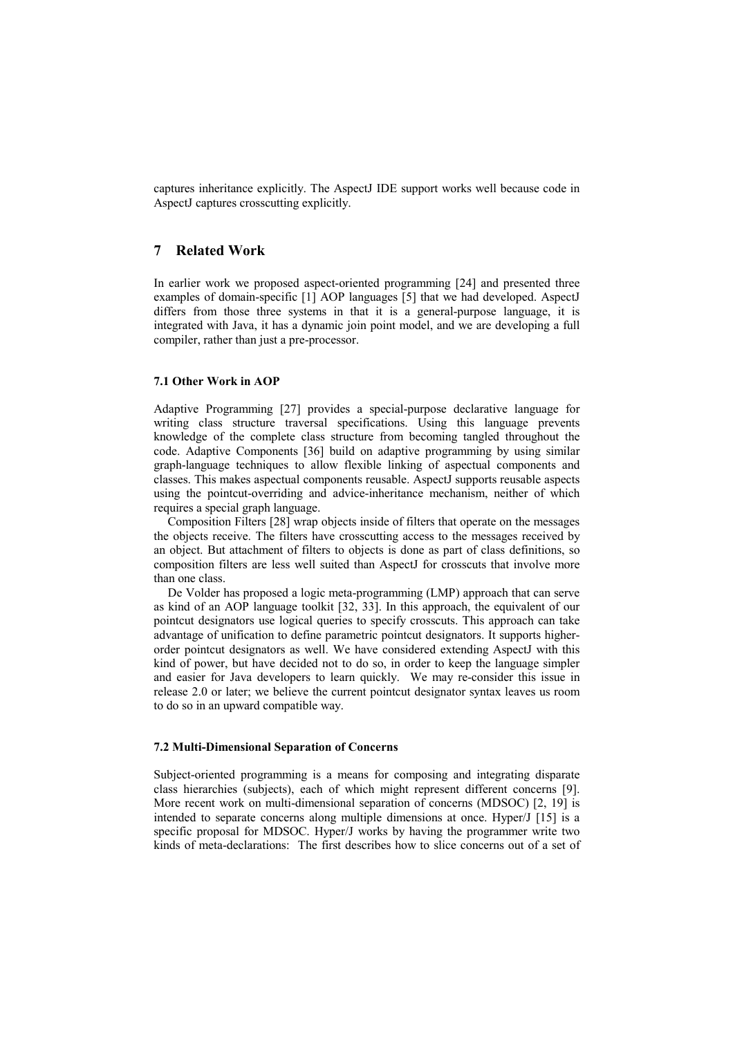captures inheritance explicitly. The AspectJ IDE support works well because code in AspectJ captures crosscutting explicitly.

## 7 Related Work

In earlier work we proposed aspect-oriented programming [24] and presented three examples of domain-specific [1] AOP languages [5] that we had developed. AspectJ differs from those three systems in that it is a general-purpose language, it is integrated with Java, it has a dynamic join point model, and we are developing a full compiler, rather than just a pre-processor.

### 7.1 Other Work in AOP

Adaptive Programming [27] provides a special-purpose declarative language for writing class structure traversal specifications. Using this language prevents knowledge of the complete class structure from becoming tangled throughout the code. Adaptive Components [36] build on adaptive programming by using similar graph-language techniques to allow flexible linking of aspectual components and classes. This makes aspectual components reusable. AspectJ supports reusable aspects using the pointcut-overriding and advice-inheritance mechanism, neither of which requires a special graph language.

Composition Filters [28] wrap objects inside of filters that operate on the messages the objects receive. The filters have crosscutting access to the messages received by an object. But attachment of filters to objects is done as part of class definitions, so composition filters are less well suited than AspectJ for crosscuts that involve more than one class.

De Volder has proposed a logic meta-programming (LMP) approach that can serve as kind of an AOP language toolkit [32, 33]. In this approach, the equivalent of our pointcut designators use logical queries to specify crosscuts. This approach can take advantage of unification to define parametric pointcut designators. It supports higher-order pointcut designators as well. We have considered extending AspectJ with this kind of power, but have decided not to do so, in order to keep the language simpler and easier for Java developers to learn quickly. We may re-consider this issue in release 2.0 or later; we believe the current pointcut designator syntax leaves us room to do so in an upward compatible way.

### 7.2 Multi-Dimensional Separation of Concerns

Subject-oriented programming is a means for composing and integrating disparate class hierarchies (subjects), each of which might represent different concerns [9]. More recent work on multi-dimensional separation of concerns (MDSOC) [2, 19] is intended to separate concerns along multiple dimensions at once. Hyper/J [15] is a specific proposal for MDSOC. Hyper/J works by having the programmer write two kinds of meta-declarations: The first describes how to slice concerns out of a set of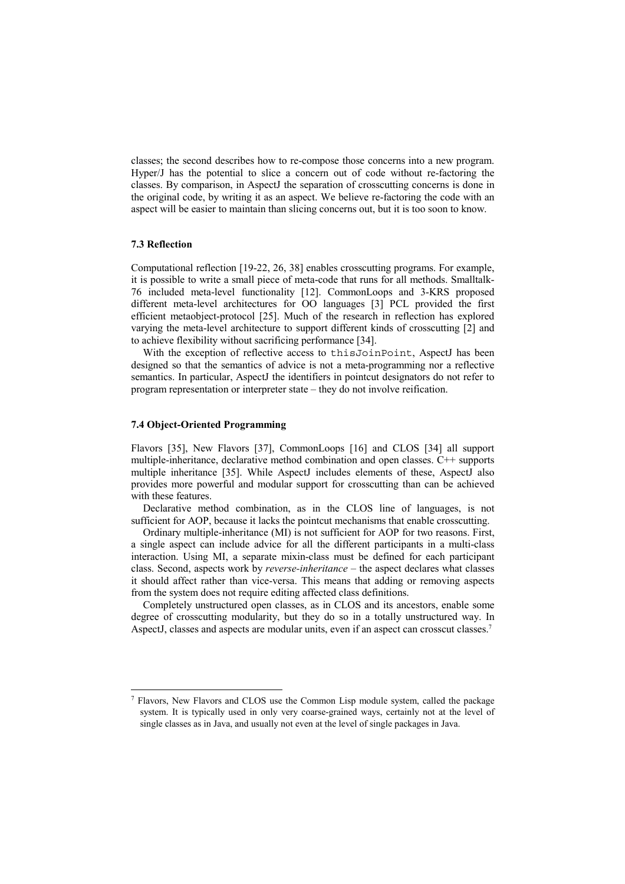classes; the second describes how to re-compose those concerns into a new program. Hyper/J has the potential to slice a concern out of code without re-factoring the classes. By comparison, in AspectJ the separation of crosscutting concerns is done in the original code, by writing it as an aspect. We believe re-factoring the code with an aspect will be easier to maintain than slicing concerns out, but it is too soon to know.

### 7.3 Reflection

Computational reflection [19-22, 26, 38] enables crosscutting programs. For example, it is possible to write a small piece of meta-code that runs for all methods. Smalltalk-76 included meta-level functionality [12]. CommonLoops and 3-KRS proposed different meta-level architectures for OO languages [3] PCL provided the first efficient metaobject-protocol [25]. Much of the research in reflection has explored varying the meta-level architecture to support different kinds of crosscutting [2] and to achieve flexibility without sacrificing performance [34].

With the exception of reflective access to `thisJoinPoint`, AspectJ has been designed so that the semantics of advice is not a meta-programming nor a reflective semantics. In particular, AspectJ the identifiers in pointcut designators do not refer to program representation or interpreter state – they do not involve reification.

### 7.4 Object-Oriented Programming

Flavors [35], New Flavors [37], CommonLoops [16] and CLOS [34] all support multiple-inheritance, declarative method combination and open classes. C++ supports multiple inheritance [35]. While AspectJ includes elements of these, AspectJ also provides more powerful and modular support for crosscutting than can be achieved with these features.

Declarative method combination, as in the CLOS line of languages, is not sufficient for AOP, because it lacks the pointcut mechanisms that enable crosscutting.

Ordinary multiple-inheritance (MI) is not sufficient for AOP for two reasons. First, a single aspect can include advice for all the different participants in a multi-class interaction. Using MI, a separate mixin-class must be defined for each participant class. Second, aspects work by *reverse-inheritance* – the aspect declares what classes it should affect rather than vice-versa. This means that adding or removing aspects from the system does not require editing affected class definitions.

Completely unstructured open classes, as in CLOS and its ancestors, enable some degree of crosscutting modularity, but they do so in a totally unstructured way. In AspectJ, classes and aspects are modular units, even if an aspect can crosscut classes.[7]

[7] Flavors, New Flavors and CLOS use the Common Lisp module system, called the package system. It is typically used in only very coarse-grained ways, certainly not at the level of single classes as in Java, and usually not even at the level of single packages in Java.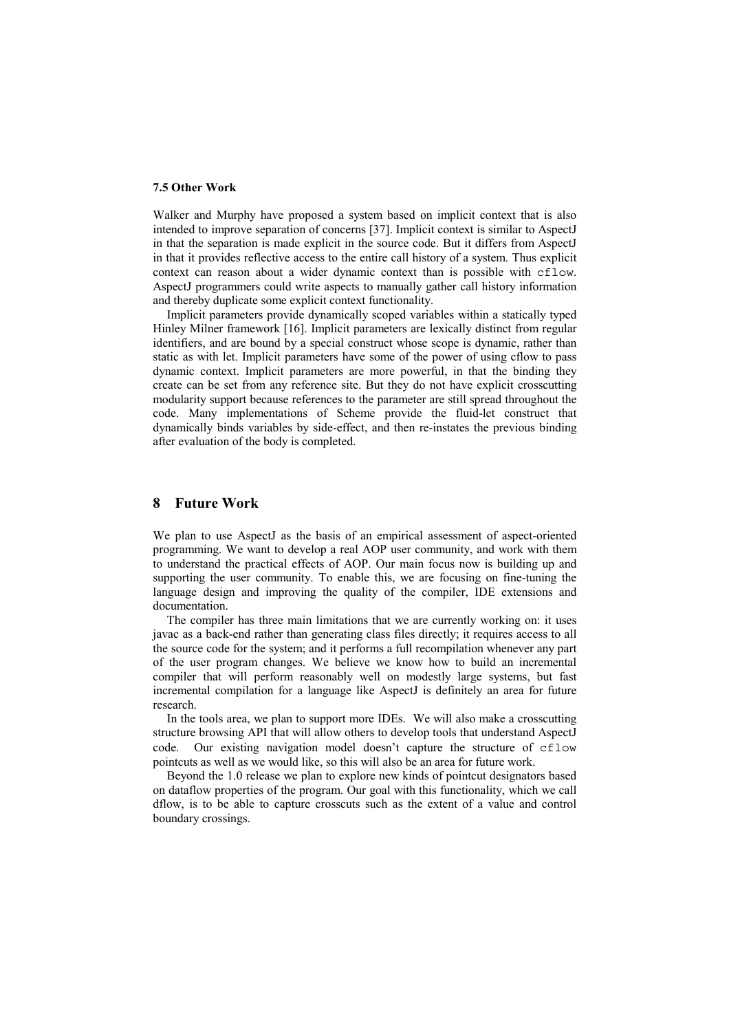### 7.5 Other Work

Walker and Murphy have proposed a system based on implicit context that is also intended to improve separation of concerns [37]. Implicit context is similar to AspectJ in that the separation is made explicit in the source code. But it differs from AspectJ in that it provides reflective access to the entire call history of a system. Thus explicit context can reason about a wider dynamic context than is possible with `cflow`. AspectJ programmers could write aspects to manually gather call history information and thereby duplicate some explicit context functionality.

Implicit parameters provide dynamically scoped variables within a statically typed Hinley Milner framework [16]. Implicit parameters are lexically distinct from regular identifiers, and are bound by a special construct whose scope is dynamic, rather than static as with let. Implicit parameters have some of the power of using cflow to pass dynamic context. Implicit parameters are more powerful, in that the binding they create can be set from any reference site. But they do not have explicit crosscutting modularity support because references to the parameter are still spread throughout the code. Many implementations of Scheme provide the fluid-let construct that dynamically binds variables by side-effect, and then re-instates the previous binding after evaluation of the body is completed.

## 8 Future Work

We plan to use AspectJ as the basis of an empirical assessment of aspect-oriented programming. We want to develop a real AOP user community, and work with them to understand the practical effects of AOP. Our main focus now is building up and supporting the user community. To enable this, we are focusing on fine-tuning the language design and improving the quality of the compiler, IDE extensions and documentation.

The compiler has three main limitations that we are currently working on: it uses javac as a back-end rather than generating class files directly; it requires access to all the source code for the system; and it performs a full recompilation whenever any part of the user program changes. We believe we know how to build an incremental compiler that will perform reasonably well on modestly large systems, but fast incremental compilation for a language like AspectJ is definitely an area for future research.

In the tools area, we plan to support more IDEs. We will also make a crosscutting structure browsing API that will allow others to develop tools that understand AspectJ code. Our existing navigation model doesn't capture the structure of `cflow` pointcuts as well as we would like, so this will also be an area for future work.

Beyond the 1.0 release we plan to explore new kinds of pointcut designators based on dataflow properties of the program. Our goal with this functionality, which we call dflow, is to be able to capture crosscuts such as the extent of a value and control boundary crossings.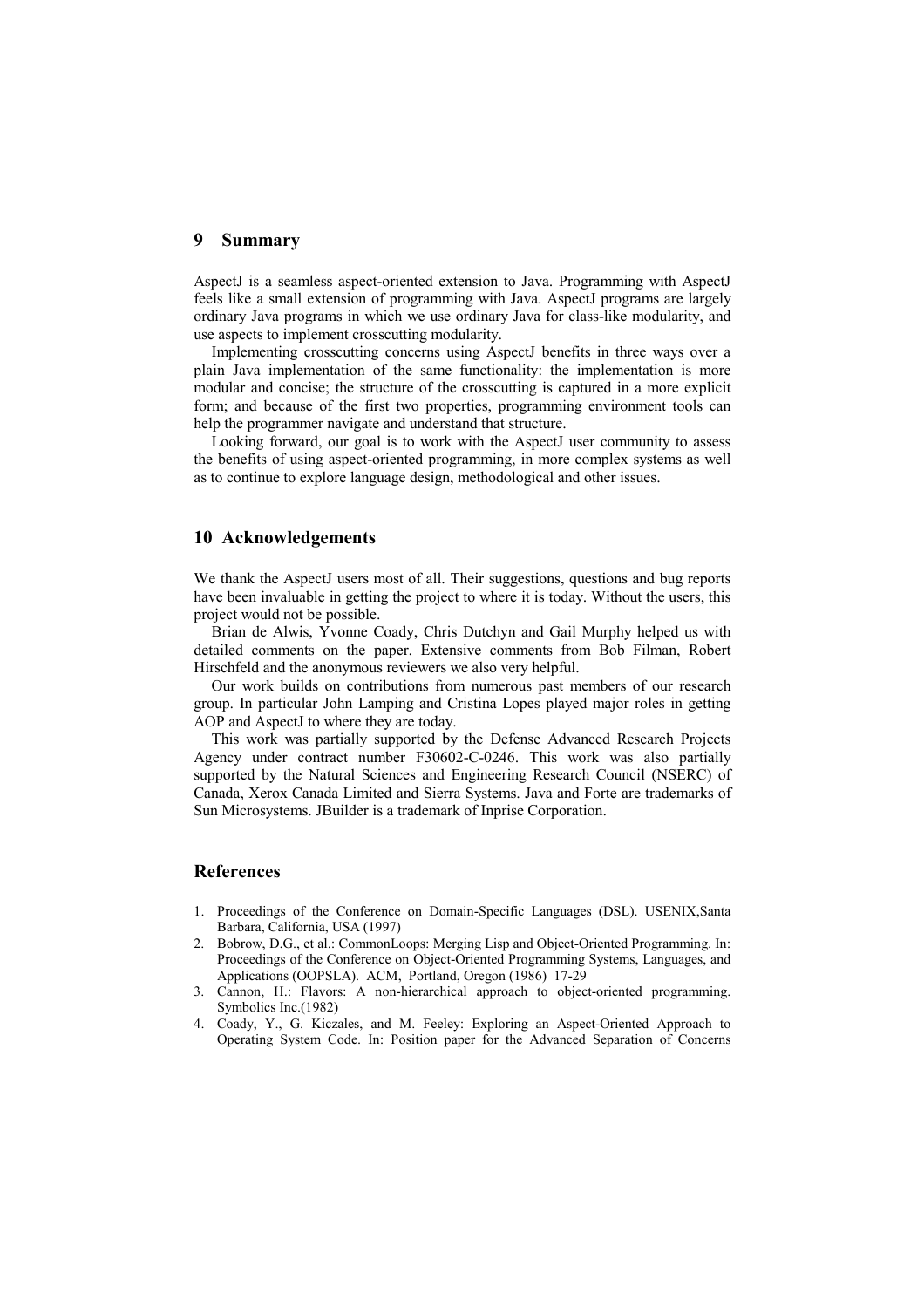## 9 Summary

AspectJ is a seamless aspect-oriented extension to Java. Programming with AspectJ feels like a small extension of programming with Java. AspectJ programs are largely ordinary Java programs in which we use ordinary Java for class-like modularity, and use aspects to implement crosscutting modularity.

Implementing crosscutting concerns using AspectJ benefits in three ways over a plain Java implementation of the same functionality: the implementation is more modular and concise; the structure of the crosscutting is captured in a more explicit form; and because of the first two properties, programming environment tools can help the programmer navigate and understand that structure.

Looking forward, our goal is to work with the AspectJ user community to assess the benefits of using aspect-oriented programming, in more complex systems as well as to continue to explore language design, methodological and other issues.

## 10 Acknowledgements

We thank the AspectJ users most of all. Their suggestions, questions and bug reports have been invaluable in getting the project to where it is today. Without the users, this project would not be possible.

Brian de Alwis, Yvonne Coady, Chris Dutchyn and Gail Murphy helped us with detailed comments on the paper. Extensive comments from Bob Filman, Robert Hirschfeld and the anonymous reviewers we also very helpful.

Our work builds on contributions from numerous past members of our research group. In particular John Lamping and Cristina Lopes played major roles in getting AOP and AspectJ to where they are today.

This work was partially supported by the Defense Advanced Research Projects Agency under contract number F30602-C-0246. This work was also partially supported by the Natural Sciences and Engineering Research Council (NSERC) of Canada, Xerox Canada Limited and Sierra Systems. Java and Forte are trademarks of Sun Microsystems. JBuilder is a trademark of Inprise Corporation.

## References

1. Proceedings of the Conference on Domain-Specific Languages (DSL). USENIX,Santa Barbara, California, USA (1997)
2. Bobrow, D.G., et al.: CommonLoops: Merging Lisp and Object-Oriented Programming. In: Proceedings of the Conference on Object-Oriented Programming Systems, Languages, and Applications (OOPSLA). ACM, Portland, Oregon (1986) 17-29
3. Cannon, H.: Flavors: A non-hierarchical approach to object-oriented programming. Symbolics Inc.(1982)
4. Coady, Y., G. Kiczales, and M. Feeley: Exploring an Aspect-Oriented Approach to Operating System Code. In: Position paper for the Advanced Separation of Concerns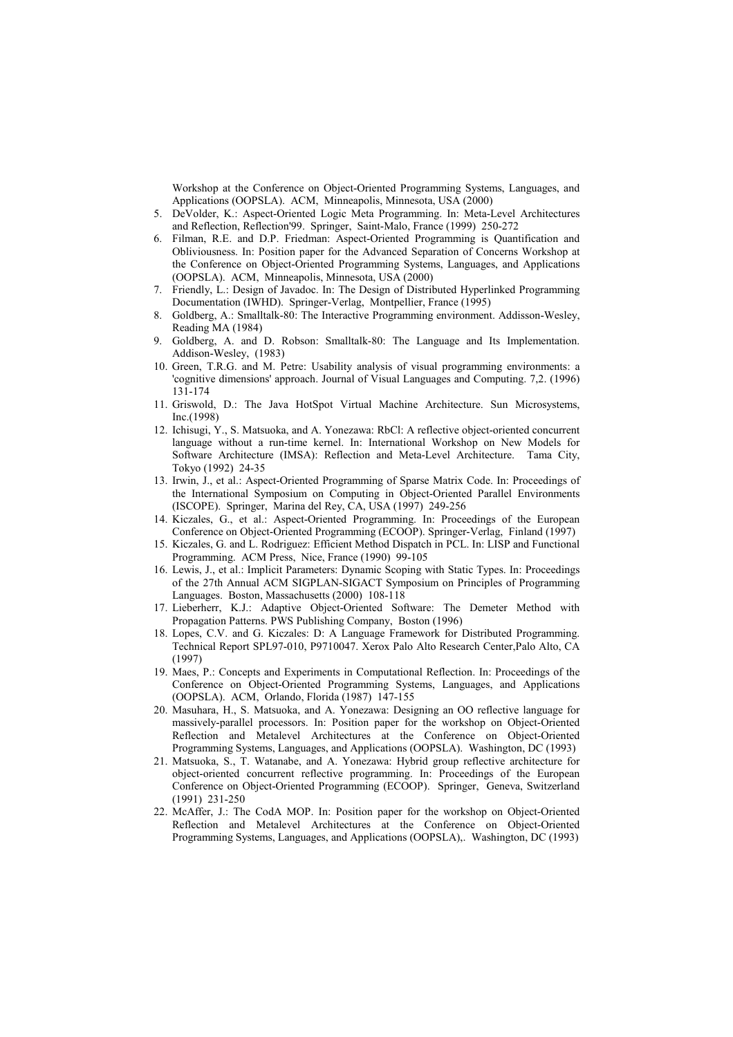Workshop at the Conference on Object-Oriented Programming Systems, Languages, and Applications (OOPSLA). ACM, Minneapolis, Minnesota, USA (2000)

5. DeVolder, K.: Aspect-Oriented Logic Meta Programming. In: Meta-Level Architectures and Reflection, Reflection'99. Springer, Saint-Malo, France (1999) 250-272
6. Filman, R.E. and D.P. Friedman: Aspect-Oriented Programming is Quantification and Obliviousness. In: Position paper for the Advanced Separation of Concerns Workshop at the Conference on Object-Oriented Programming Systems, Languages, and Applications (OOPSLA). ACM, Minneapolis, Minnesota, USA (2000)
7. Friendly, L.: Design of Javadoc. In: The Design of Distributed Hyperlinked Programming Documentation (IWHD). Springer-Verlag, Montpellier, France (1995)
8. Goldberg, A.: Smalltalk-80: The Interactive Programming environment. Addisson-Wesley, Reading MA (1984)
9. Goldberg, A. and D. Robson: Smalltalk-80: The Language and Its Implementation. Addison-Wesley, (1983)
10. Green, T.R.G. and M. Petre: Usability analysis of visual programming environments: a 'cognitive dimensions' approach. Journal of Visual Languages and Computing. 7,2. (1996) 131-174
11. Griswold, D.: The Java HotSpot Virtual Machine Architecture. Sun Microsystems, Inc.(1998)
12. Ichisugi, Y., S. Matsuoka, and A. Yonezawa: RbCl: A reflective object-oriented concurrent language without a run-time kernel. In: International Workshop on New Models for Software Architecture (IMSA): Reflection and Meta-Level Architecture. Tama City, Tokyo (1992) 24-35
13. Irwin, J., et al.: Aspect-Oriented Programming of Sparse Matrix Code. In: Proceedings of the International Symposium on Computing in Object-Oriented Parallel Environments (ISCOPE). Springer, Marina del Rey, CA, USA (1997) 249-256
14. Kiczales, G., et al.: Aspect-Oriented Programming. In: Proceedings of the European Conference on Object-Oriented Programming (ECOOP). Springer-Verlag, Finland (1997)
15. Kiczales, G. and L. Rodriguez: Efficient Method Dispatch in PCL. In: LISP and Functional Programming. ACM Press, Nice, France (1990) 99-105
16. Lewis, J., et al.: Implicit Parameters: Dynamic Scoping with Static Types. In: Proceedings of the 27th Annual ACM SIGPLAN-SIGACT Symposium on Principles of Programming Languages. Boston, Massachusetts (2000) 108-118
17. Lieberherr, K.J.: Adaptive Object-Oriented Software: The Demeter Method with Propagation Patterns. PWS Publishing Company, Boston (1996)
18. Lopes, C.V. and G. Kiczales: D: A Language Framework for Distributed Programming. Technical Report SPL97-010, P9710047. Xerox Palo Alto Research Center,Palo Alto, CA (1997)
19. Maes, P.: Concepts and Experiments in Computational Reflection. In: Proceedings of the Conference on Object-Oriented Programming Systems, Languages, and Applications (OOPSLA). ACM, Orlando, Florida (1987) 147-155
20. Masuhara, H., S. Matsuoka, and A. Yonezawa: Designing an OO reflective language for massively-parallel processors. In: Position paper for the workshop on Object-Oriented Reflection and Metalevel Architectures at the Conference on Object-Oriented Programming Systems, Languages, and Applications (OOPSLA). Washington, DC (1993)
21. Matsuoka, S., T. Watanabe, and A. Yonezawa: Hybrid group reflective architecture for object-oriented concurrent reflective programming. In: Proceedings of the European Conference on Object-Oriented Programming (ECOOP). Springer, Geneva, Switzerland (1991) 231-250
22. McAffer, J.: The CodA MOP. In: Position paper for the workshop on Object-Oriented Reflection and Metalevel Architectures at the Conference on Object-Oriented Programming Systems, Languages, and Applications (OOPSLA),. Washington, DC (1993)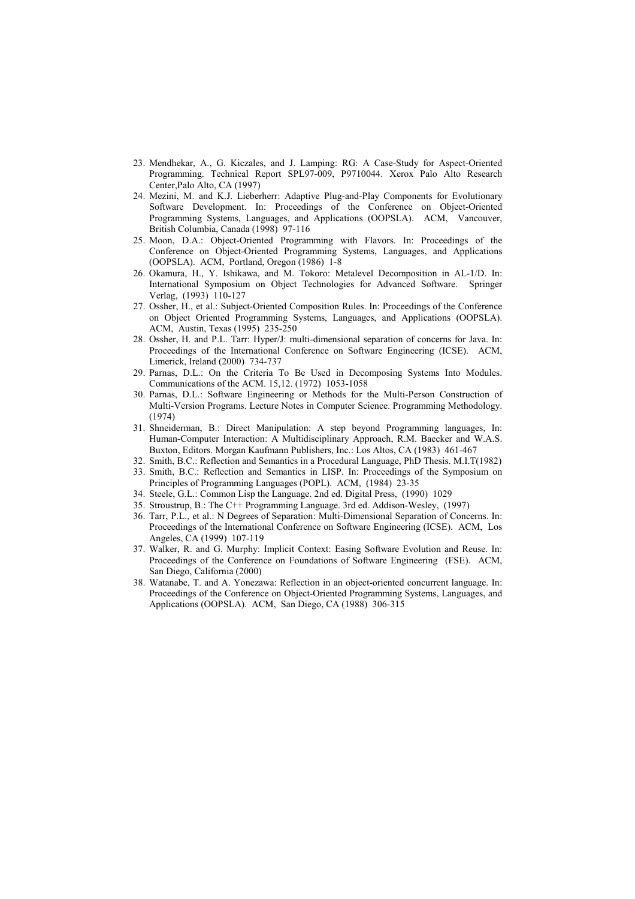23. Mendhekar, A., G. Kiczales, and J. Lamping: RG: A Case-Study for Aspect-Oriented Programming. Technical Report SPL97-009, P9710044. Xerox Palo Alto Research Center,Palo Alto, CA (1997)
24. Mezini, M. and K.J. Lieberherr: Adaptive Plug-and-Play Components for Evolutionary Software Development. In: Proceedings of the Conference on Object-Oriented Programming Systems, Languages, and Applications (OOPSLA). ACM, Vancouver, British Columbia, Canada (1998) 97-116
25. Moon, D.A.: Object-Oriented Programming with Flavors. In: Proceedings of the Conference on Object-Oriented Programming Systems, Languages, and Applications (OOPSLA). ACM, Portland, Oregon (1986) 1-8
26. Okamura, H., Y. Ishikawa, and M. Tokoro: Metalevel Decomposition in AL-1/D. In: International Symposium on Object Technologies for Advanced Software. Springer Verlag, (1993) 110-127
27. Ossher, H., et al.: Subject-Oriented Composition Rules. In: Proceedings of the Conference on Object Oriented Programming Systems, Languages, and Applications (OOPSLA). ACM, Austin, Texas (1995) 235-250
28. Ossher, H. and P.L. Tarr: Hyper/J: multi-dimensional separation of concerns for Java. In: Proceedings of the International Conference on Software Engineering (ICSE). ACM, Limerick, Ireland (2000) 734-737
29. Parnas, D.L.: On the Criteria To Be Used in Decomposing Systems Into Modules. Communications of the ACM. 15,12. (1972) 1053-1058
30. Parnas, D.L.: Software Engineering or Methods for the Multi-Person Construction of Multi-Version Programs. Lecture Notes in Computer Science. Programming Methodology. (1974)
31. Shneiderman, B.: Direct Manipulation: A step beyond Programming languages, In: Human-Computer Interaction: A Multidisciplinary Approach, R.M. Baecker and W.A.S. Buxton, Editors. Morgan Kaufmann Publishers, Inc.: Los Altos, CA (1983) 461-467
32. Smith, B.C.: Reflection and Semantics in a Procedural Language, PhD Thesis. M.I.T(1982)
33. Smith, B.C.: Reflection and Semantics in LISP. In: Proceedings of the Symposium on Principles of Programming Languages (POPL). ACM, (1984) 23-35
34. Steele, G.L.: Common Lisp the Language. 2nd ed. Digital Press, (1990) 1029
35. Stroustrup, B.: The C++ Programming Language. 3rd ed. Addison-Wesley, (1997)
36. Tarr, P.L., et al.: N Degrees of Separation: Multi-Dimensional Separation of Concerns. In: Proceedings of the International Conference on Software Engineering (ICSE). ACM, Los Angeles, CA (1999) 107-119
37. Walker, R. and G. Murphy: Implicit Context: Easing Software Evolution and Reuse. In: Proceedings of the Conference on Foundations of Software Engineering (FSE). ACM, San Diego, California (2000)
38. Watanabe, T. and A. Yonezawa: Reflection in an object-oriented concurrent language. In: Proceedings of the Conference on Object-Oriented Programming Systems, Languages, and Applications (OOPSLA). ACM, San Diego, CA (1988) 306-315